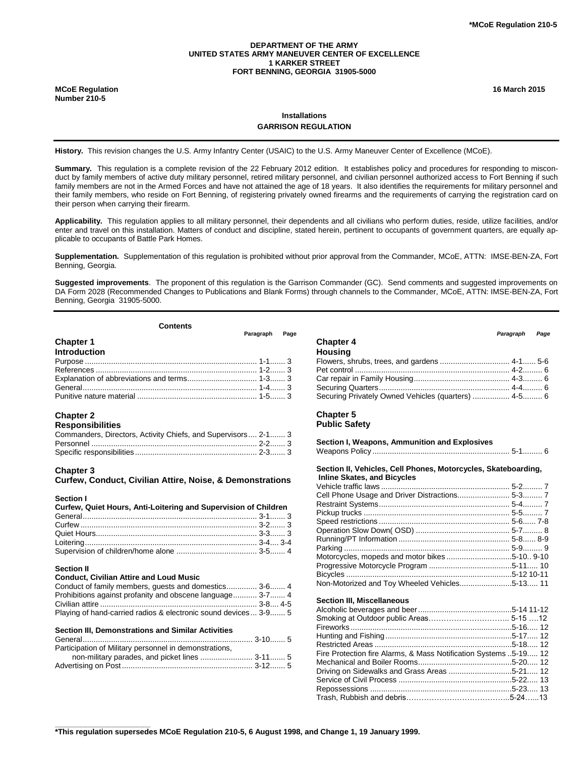*MCoE Regulation 210-5

DEPARTMENT OF THE ARMY
UNITED STATES ARMY MANEUVER CENTER OF EXCELLENCE
1 KARKER STREET
FORT BENNING, GEORGIA 31905-5000

**MCoE Regulation Number 210-5** — **16 March 2015**

**Installations**

**GARRISON REGULATION**

---

**History.** This revision changes the U.S. Army Infantry Center (USAIC) to the U.S. Army Maneuver Center of Excellence (MCoE).

**Summary.** This regulation is a complete revision of the 22 February 2012 edition. It establishes policy and procedures for responding to misconduct by family members of active duty military personnel, retired military personnel, and civilian personnel authorized access to Fort Benning if such family members are not in the Armed Forces and have not attained the age of 18 years. It also identifies the requirements for military personnel and their family members, who reside on Fort Benning, of registering privately owned firearms and the requirements of carrying the registration card on their person when carrying their firearm.

**Applicability.** This regulation applies to all military personnel, their dependents and all civilians who perform duties, reside, utilize facilities, and/or enter and travel on this installation. Matters of conduct and discipline, stated herein, pertinent to occupants of government quarters, are equally applicable to occupants of Battle Park Homes.

**Supplementation.** Supplementation of this regulation is prohibited without prior approval from the Commander, MCoE, ATTN: IMSE-BEN-ZA, Fort Benning, Georgia.

**Suggested improvements**. The proponent of this regulation is the Garrison Commander (GC). Send comments and suggested improvements on DA Form 2028 (Recommended Changes to Publications and Blank Forms) through channels to the Commander, MCoE, ATTN: IMSE-BEN-ZA, Fort Benning, Georgia 31905-5000.

---

**Contents**

| | Paragraph | Page |
|---|---|---|
| **Chapter 1** | | |
| **Introduction** | | |
| Purpose | 1-1 | 3 |
| References | 1-2 | 3 |
| Explanation of abbreviations and terms | 1-3 | 3 |
| General | 1-4 | 3 |
| Punitive nature material | 1-5 | 3 |
| **Chapter 2** | | |
| **Responsibilities** | | |
| Commanders, Directors, Activity Chiefs, and Supervisors | 2-1 | 3 |
| Personnel | 2-2 | 3 |
| Specific responsibilities | 2-3 | 3 |
| **Chapter 3** | | |
| **Curfew, Conduct, Civilian Attire, Noise, & Demonstrations** | | |
| **Section I** | | |
| **Curfew, Quiet Hours, Anti-Loitering and Supervision of Children** | | |
| General | 3-1 | 3 |
| Curfew | 3-2 | 3 |
| Quiet Hours | 3-3 | 3 |
| Loitering | 3-4 | 3-4 |
| Supervision of children/home alone | 3-5 | 4 |
| **Section II** | | |
| **Conduct, Civilian Attire and Loud Music** | | |
| Conduct of family members, guests and domestics | 3-6 | 4 |
| Prohibitions against profanity and obscene language | 3-7 | 4 |
| Civilian attire | 3-8 | 4-5 |
| Playing of hand-carried radios & electronic sound devices | 3-9 | 5 |
| **Section III, Demonstrations and Similar Activities** | | |
| General | 3-10 | 5 |
| Participation of Military personnel in demonstrations, non-military parades, and picket lines | 3-11 | 5 |
| Advertising on Post | 3-12 | 5 |
| **Chapter 4** | | |
| **Housing** | | |
| Flowers, shrubs, trees, and gardens | 4-1 | 5-6 |
| Pet control | 4-2 | 6 |
| Car repair in Family Housing | 4-3 | 6 |
| Securing Quarters | 4-4 | 6 |
| Securing Privately Owned Vehicles (quarters) | 4-5 | 6 |
| **Chapter 5** | | |
| **Public Safety** | | |
| **Section I, Weapons, Ammunition and Explosives** | | |
| Weapons Policy | 5-1 | 6 |
| **Section II, Vehicles, Cell Phones, Motorcycles, Skateboarding, Inline Skates, and Bicycles** | | |
| Vehicle traffic laws | 5-2 | 7 |
| Cell Phone Usage and Driver Distractions | 5-3 | 7 |
| Restraint Systems | 5-4 | 7 |
| Pickup trucks | 5-5 | 7 |
| Speed restrictions | 5-6 | 7-8 |
| Operation Slow Down( OSD) | 5-7 | 8 |
| Running/PT Information | 5-8 | 8-9 |
| Parking | 5-9 | 9 |
| Motorcycles, mopeds and motor bikes | 5-10 | 9-10 |
| Progressive Motorcycle Program | 5-11 | 10 |
| Bicycles | 5-12 | 10-11 |
| Non-Motorized and Toy Wheeled Vehicles | 5-13 | 11 |
| **Section III, Miscellaneous** | | |
| Alcoholic beverages and beer | 5-14 | 11-12 |
| Smoking at Outdoor public Areas | 5-15 | 12 |
| Fireworks | 5-16 | 12 |
| Hunting and Fishing | 5-17 | 12 |
| Restricted Areas | 5-18 | 12 |
| Fire Protection fire Alarms, & Mass Notification Systems | 5-19 | 12 |
| Mechanical and Boiler Rooms | 5-20 | 12 |
| Driving on Sidewalks and Grass Areas | 5-21 | 12 |
| Service of Civil Process | 5-22 | 13 |
| Repossessions | 5-23 | 13 |
| Trash, Rubbish and debris | 5-24 | 13 |

---

***This regulation supersedes MCoE Regulation 210-5, 6 August 1998, and Change 1, 19 January 1999.**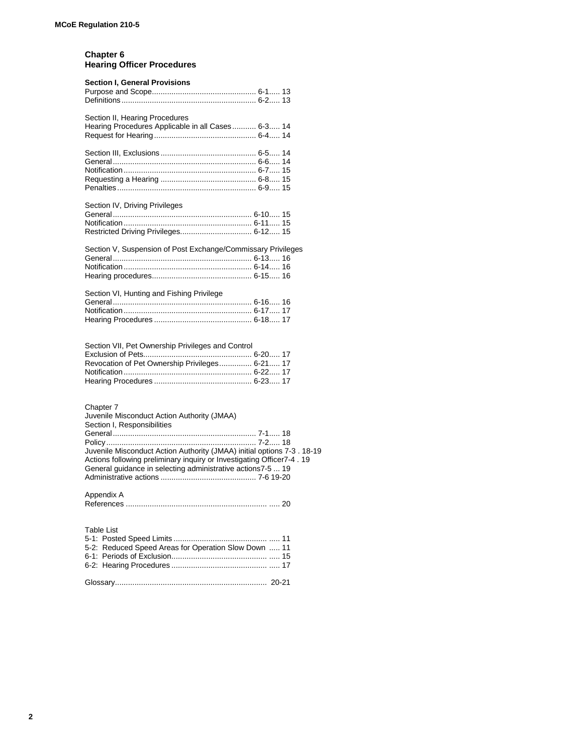**Chapter 6**
**Hearing Officer Procedures**

**Section I, General Provisions**

Purpose and Scope............................................... 6-1..... 13
Definitions............................................................ 6-2..... 13

Section II, Hearing Procedures

Hearing Procedures Applicable in all Cases........... 6-3..... 14
Request for Hearing.............................................. 6-4..... 14

Section III, Exclusions........................................... 6-5..... 14
General................................................................ 6-6..... 14
Notification........................................................... 6-7..... 15
Requesting a Hearing ........................................... 6-8..... 15
Penalties.............................................................. 6-9..... 15

Section IV, Driving Privileges

General............................................................... 6-10..... 15
Notification.......................................................... 6-11..... 15
Restricted Driving Privileges................................ 6-12..... 15

Section V, Suspension of Post Exchange/Commissary Privileges

General............................................................... 6-13..... 16
Notification.......................................................... 6-14..... 16
Hearing procedures............................................. 6-15..... 16

Section VI, Hunting and Fishing Privilege

General............................................................... 6-16..... 16
Notification.......................................................... 6-17..... 17
Hearing Procedures ............................................ 6-18..... 17

Section VII, Pet Ownership Privileges and Control

Exclusion of Pets................................................. 6-20..... 17
Revocation of Pet Ownership Privileges............... 6-21..... 17
Notification.......................................................... 6-22..... 17
Hearing Procedures ............................................ 6-23..... 17

Chapter 7
Juvenile Misconduct Action Authority (JMAA)
Section I, Responsibilities

General................................................................ 7-1..... 18
Policy.................................................................... 7-2..... 18
Juvenile Misconduct Action Authority (JMAA) initial options 7-3 . 18-19
Actions following preliminary inquiry or Investigating Officer7-4 . 19
General guidance in selecting administrative actions7-5 ... 19
Administrative actions ........................................... 7-6 19-20

Appendix A
References ................................................................ ..... 20

Table List

5-1: Posted Speed Limits .......................................... ..... 11
5-2: Reduced Speed Areas for Operation Slow Down ..... 11
6-1: Periods of Exclusion........................................... ..... 15
6-2: Hearing Procedures ........................................... ..... 17

Glossary.................................................................... 20-21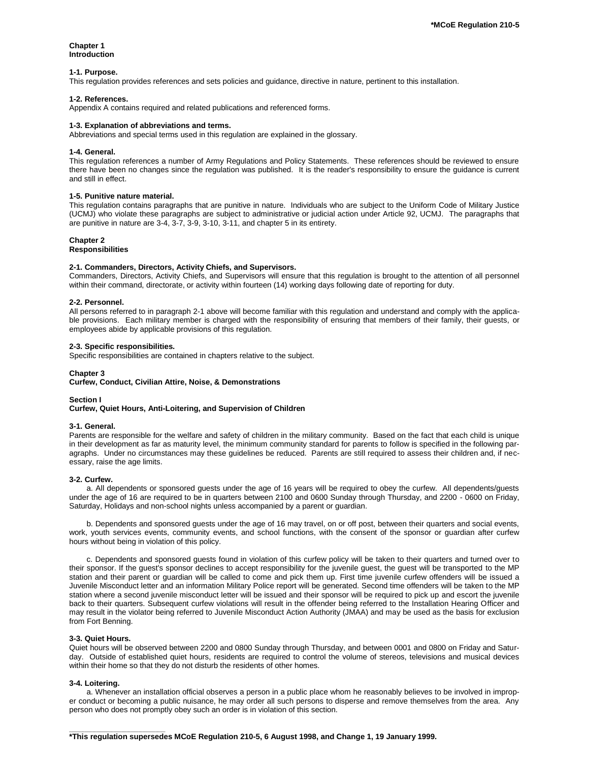**Chapter 1**
**Introduction**

**1-1. Purpose.**
This regulation provides references and sets policies and guidance, directive in nature, pertinent to this installation.

**1-2. References.**
Appendix A contains required and related publications and referenced forms.

**1-3. Explanation of abbreviations and terms.**
Abbreviations and special terms used in this regulation are explained in the glossary.

**1-4. General.**
This regulation references a number of Army Regulations and Policy Statements. These references should be reviewed to ensure there have been no changes since the regulation was published. It is the reader's responsibility to ensure the guidance is current and still in effect.

**1-5. Punitive nature material.**
This regulation contains paragraphs that are punitive in nature. Individuals who are subject to the Uniform Code of Military Justice (UCMJ) who violate these paragraphs are subject to administrative or judicial action under Article 92, UCMJ. The paragraphs that are punitive in nature are 3-4, 3-7, 3-9, 3-10, 3-11, and chapter 5 in its entirety.

**Chapter 2**
**Responsibilities**

**2-1. Commanders, Directors, Activity Chiefs, and Supervisors.**
Commanders, Directors, Activity Chiefs, and Supervisors will ensure that this regulation is brought to the attention of all personnel within their command, directorate, or activity within fourteen (14) working days following date of reporting for duty.

**2-2. Personnel.**
All persons referred to in paragraph 2-1 above will become familiar with this regulation and understand and comply with the applicable provisions. Each military member is charged with the responsibility of ensuring that members of their family, their guests, or employees abide by applicable provisions of this regulation.

**2-3. Specific responsibilities.**
Specific responsibilities are contained in chapters relative to the subject.

**Chapter 3**
**Curfew, Conduct, Civilian Attire, Noise, & Demonstrations**

**Section I**
**Curfew, Quiet Hours, Anti-Loitering, and Supervision of Children**

**3-1. General.**
Parents are responsible for the welfare and safety of children in the military community. Based on the fact that each child is unique in their development as far as maturity level, the minimum community standard for parents to follow is specified in the following paragraphs. Under no circumstances may these guidelines be reduced. Parents are still required to assess their children and, if necessary, raise the age limits.

**3-2. Curfew.**

a. All dependents or sponsored guests under the age of 16 years will be required to obey the curfew. All dependents/guests under the age of 16 are required to be in quarters between 2100 and 0600 Sunday through Thursday, and 2200 - 0600 on Friday, Saturday, Holidays and non-school nights unless accompanied by a parent or guardian.

b. Dependents and sponsored guests under the age of 16 may travel, on or off post, between their quarters and social events, work, youth services events, community events, and school functions, with the consent of the sponsor or guardian after curfew hours without being in violation of this policy.

c. Dependents and sponsored guests found in violation of this curfew policy will be taken to their quarters and turned over to their sponsor. If the guest's sponsor declines to accept responsibility for the juvenile guest, the guest will be transported to the MP station and their parent or guardian will be called to come and pick them up. First time juvenile curfew offenders will be issued a Juvenile Misconduct letter and an information Military Police report will be generated. Second time offenders will be taken to the MP station where a second juvenile misconduct letter will be issued and their sponsor will be required to pick up and escort the juvenile back to their quarters. Subsequent curfew violations will result in the offender being referred to the Installation Hearing Officer and may result in the violator being referred to Juvenile Misconduct Action Authority (JMAA) and may be used as the basis for exclusion from Fort Benning.

**3-3. Quiet Hours.**
Quiet hours will be observed between 2200 and 0800 Sunday through Thursday, and between 0001 and 0800 on Friday and Saturday. Outside of established quiet hours, residents are required to control the volume of stereos, televisions and musical devices within their home so that they do not disturb the residents of other homes.

**3-4. Loitering.**

a. Whenever an installation official observes a person in a public place whom he reasonably believes to be involved in improper conduct or becoming a public nuisance, he may order all such persons to disperse and remove themselves from the area. Any person who does not promptly obey such an order is in violation of this section.

---

**\*This regulation supersedes MCoE Regulation 210-5, 6 August 1998, and Change 1, 19 January 1999.**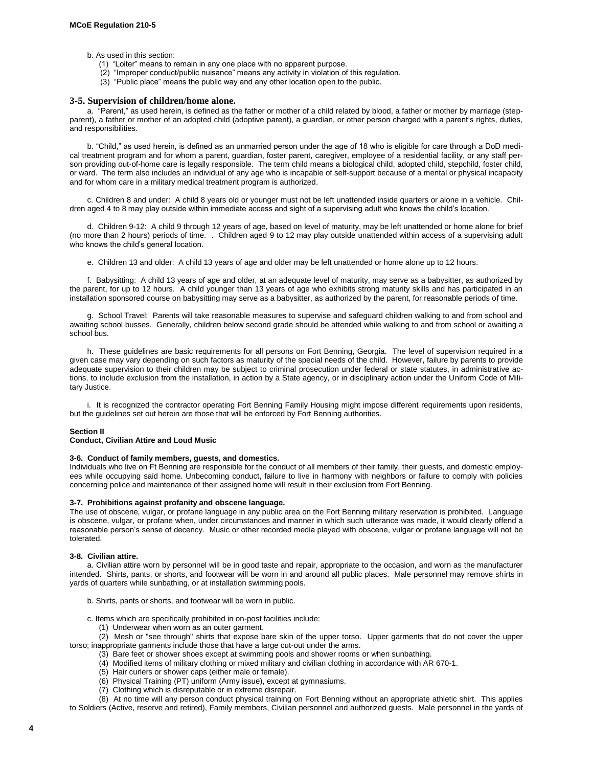b. As used in this section:

(1) "Loiter" means to remain in any one place with no apparent purpose.

(2) "Improper conduct/public nuisance" means any activity in violation of this regulation.

(3) "Public place" means the public way and any other location open to the public.

### 3-5. Supervision of children/home alone.

a. "Parent," as used herein, is defined as the father or mother of a child related by blood, a father or mother by marriage (step-parent), a father or mother of an adopted child (adoptive parent), a guardian, or other person charged with a parent's rights, duties, and responsibilities.

b. "Child," as used herein, is defined as an unmarried person under the age of 18 who is eligible for care through a DoD medical treatment program and for whom a parent, guardian, foster parent, caregiver, employee of a residential facility, or any staff person providing out-of-home care is legally responsible. The term child means a biological child, adopted child, stepchild, foster child, or ward. The term also includes an individual of any age who is incapable of self-support because of a mental or physical incapacity and for whom care in a military medical treatment program is authorized.

c. Children 8 and under: A child 8 years old or younger must not be left unattended inside quarters or alone in a vehicle. Children aged 4 to 8 may play outside within immediate access and sight of a supervising adult who knows the child's location.

d. Children 9-12: A child 9 through 12 years of age, based on level of maturity, may be left unattended or home alone for brief (no more than 2 hours) periods of time. . Children aged 9 to 12 may play outside unattended within access of a supervising adult who knows the child's general location.

e. Children 13 and older: A child 13 years of age and older may be left unattended or home alone up to 12 hours.

f. Babysitting: A child 13 years of age and older, at an adequate level of maturity, may serve as a babysitter, as authorized by the parent, for up to 12 hours. A child younger than 13 years of age who exhibits strong maturity skills and has participated in an installation sponsored course on babysitting may serve as a babysitter, as authorized by the parent, for reasonable periods of time.

g. School Travel: Parents will take reasonable measures to supervise and safeguard children walking to and from school and awaiting school busses. Generally, children below second grade should be attended while walking to and from school or awaiting a school bus.

h. These guidelines are basic requirements for all persons on Fort Benning, Georgia. The level of supervision required in a given case may vary depending on such factors as maturity of the special needs of the child. However, failure by parents to provide adequate supervision to their children may be subject to criminal prosecution under federal or state statutes, in administrative actions, to include exclusion from the installation, in action by a State agency, or in disciplinary action under the Uniform Code of Military Justice.

i. It is recognized the contractor operating Fort Benning Family Housing might impose different requirements upon residents, but the guidelines set out herein are those that will be enforced by Fort Benning authorities.

## Section II
## Conduct, Civilian Attire and Loud Music

### 3-6. Conduct of family members, guests, and domestics.

Individuals who live on Ft Benning are responsible for the conduct of all members of their family, their guests, and domestic employees while occupying said home. Unbecoming conduct, failure to live in harmony with neighbors or failure to comply with policies concerning police and maintenance of their assigned home will result in their exclusion from Fort Benning.

### 3-7. Prohibitions against profanity and obscene language.

The use of obscene, vulgar, or profane language in any public area on the Fort Benning military reservation is prohibited. Language is obscene, vulgar, or profane when, under circumstances and manner in which such utterance was made, it would clearly offend a reasonable person's sense of decency. Music or other recorded media played with obscene, vulgar or profane language will not be tolerated.

### 3-8. Civilian attire.

a. Civilian attire worn by personnel will be in good taste and repair, appropriate to the occasion, and worn as the manufacturer intended. Shirts, pants, or shorts, and footwear will be worn in and around all public places. Male personnel may remove shirts in yards of quarters while sunbathing, or at installation swimming pools.

b. Shirts, pants or shorts, and footwear will be worn in public.

c. Items which are specifically prohibited in on-post facilities include:

(1) Underwear when worn as an outer garment.

(2) Mesh or "see through" shirts that expose bare skin of the upper torso. Upper garments that do not cover the upper torso; inappropriate garments include those that have a large cut-out under the arms.

(3) Bare feet or shower shoes except at swimming pools and shower rooms or when sunbathing.

(4) Modified items of military clothing or mixed military and civilian clothing in accordance with AR 670-1.

(5) Hair curlers or shower caps (either male or female).

(6) Physical Training (PT) uniform (Army issue), except at gymnasiums.

(7) Clothing which is disreputable or in extreme disrepair.

(8) At no time will any person conduct physical training on Fort Benning without an appropriate athletic shirt. This applies to Soldiers (Active, reserve and retired), Family members, Civilian personnel and authorized guests. Male personnel in the yards of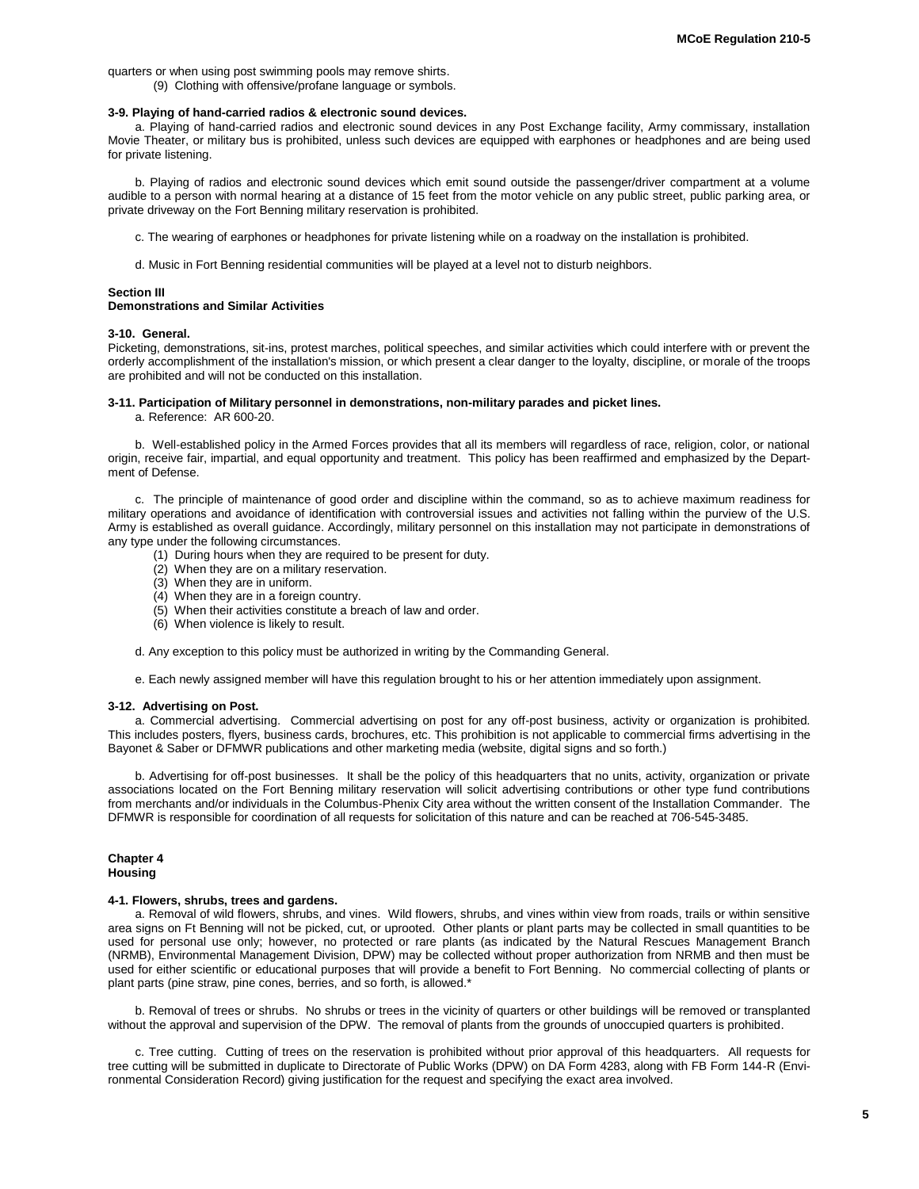quarters or when using post swimming pools may remove shirts.

(9) Clothing with offensive/profane language or symbols.

**3-9. Playing of hand-carried radios & electronic sound devices.**

a. Playing of hand-carried radios and electronic sound devices in any Post Exchange facility, Army commissary, installation Movie Theater, or military bus is prohibited, unless such devices are equipped with earphones or headphones and are being used for private listening.

b. Playing of radios and electronic sound devices which emit sound outside the passenger/driver compartment at a volume audible to a person with normal hearing at a distance of 15 feet from the motor vehicle on any public street, public parking area, or private driveway on the Fort Benning military reservation is prohibited.

c. The wearing of earphones or headphones for private listening while on a roadway on the installation is prohibited.

d. Music in Fort Benning residential communities will be played at a level not to disturb neighbors.

**Section III**
**Demonstrations and Similar Activities**

**3-10. General.**
Picketing, demonstrations, sit-ins, protest marches, political speeches, and similar activities which could interfere with or prevent the orderly accomplishment of the installation's mission, or which present a clear danger to the loyalty, discipline, or morale of the troops are prohibited and will not be conducted on this installation.

**3-11. Participation of Military personnel in demonstrations, non-military parades and picket lines.**

a. Reference: AR 600-20.

b. Well-established policy in the Armed Forces provides that all its members will regardless of race, religion, color, or national origin, receive fair, impartial, and equal opportunity and treatment. This policy has been reaffirmed and emphasized by the Department of Defense.

c. The principle of maintenance of good order and discipline within the command, so as to achieve maximum readiness for military operations and avoidance of identification with controversial issues and activities not falling within the purview of the U.S. Army is established as overall guidance. Accordingly, military personnel on this installation may not participate in demonstrations of any type under the following circumstances.

(1) During hours when they are required to be present for duty.
(2) When they are on a military reservation.
(3) When they are in uniform.
(4) When they are in a foreign country.
(5) When their activities constitute a breach of law and order.
(6) When violence is likely to result.

d. Any exception to this policy must be authorized in writing by the Commanding General.

e. Each newly assigned member will have this regulation brought to his or her attention immediately upon assignment.

**3-12. Advertising on Post.**

a. Commercial advertising. Commercial advertising on post for any off-post business, activity or organization is prohibited. This includes posters, flyers, business cards, brochures, etc. This prohibition is not applicable to commercial firms advertising in the Bayonet & Saber or DFMWR publications and other marketing media (website, digital signs and so forth.)

b. Advertising for off-post businesses. It shall be the policy of this headquarters that no units, activity, organization or private associations located on the Fort Benning military reservation will solicit advertising contributions or other type fund contributions from merchants and/or individuals in the Columbus-Phenix City area without the written consent of the Installation Commander. The DFMWR is responsible for coordination of all requests for solicitation of this nature and can be reached at 706-545-3485.

**Chapter 4**
**Housing**

**4-1. Flowers, shrubs, trees and gardens.**

a. Removal of wild flowers, shrubs, and vines. Wild flowers, shrubs, and vines within view from roads, trails or within sensitive area signs on Ft Benning will not be picked, cut, or uprooted. Other plants or plant parts may be collected in small quantities to be used for personal use only; however, no protected or rare plants (as indicated by the Natural Rescues Management Branch (NRMB), Environmental Management Division, DPW) may be collected without proper authorization from NRMB and then must be used for either scientific or educational purposes that will provide a benefit to Fort Benning. No commercial collecting of plants or plant parts (pine straw, pine cones, berries, and so forth, is allowed.*

b. Removal of trees or shrubs. No shrubs or trees in the vicinity of quarters or other buildings will be removed or transplanted without the approval and supervision of the DPW. The removal of plants from the grounds of unoccupied quarters is prohibited.

c. Tree cutting. Cutting of trees on the reservation is prohibited without prior approval of this headquarters. All requests for tree cutting will be submitted in duplicate to Directorate of Public Works (DPW) on DA Form 4283, along with FB Form 144-R (Environmental Consideration Record) giving justification for the request and specifying the exact area involved.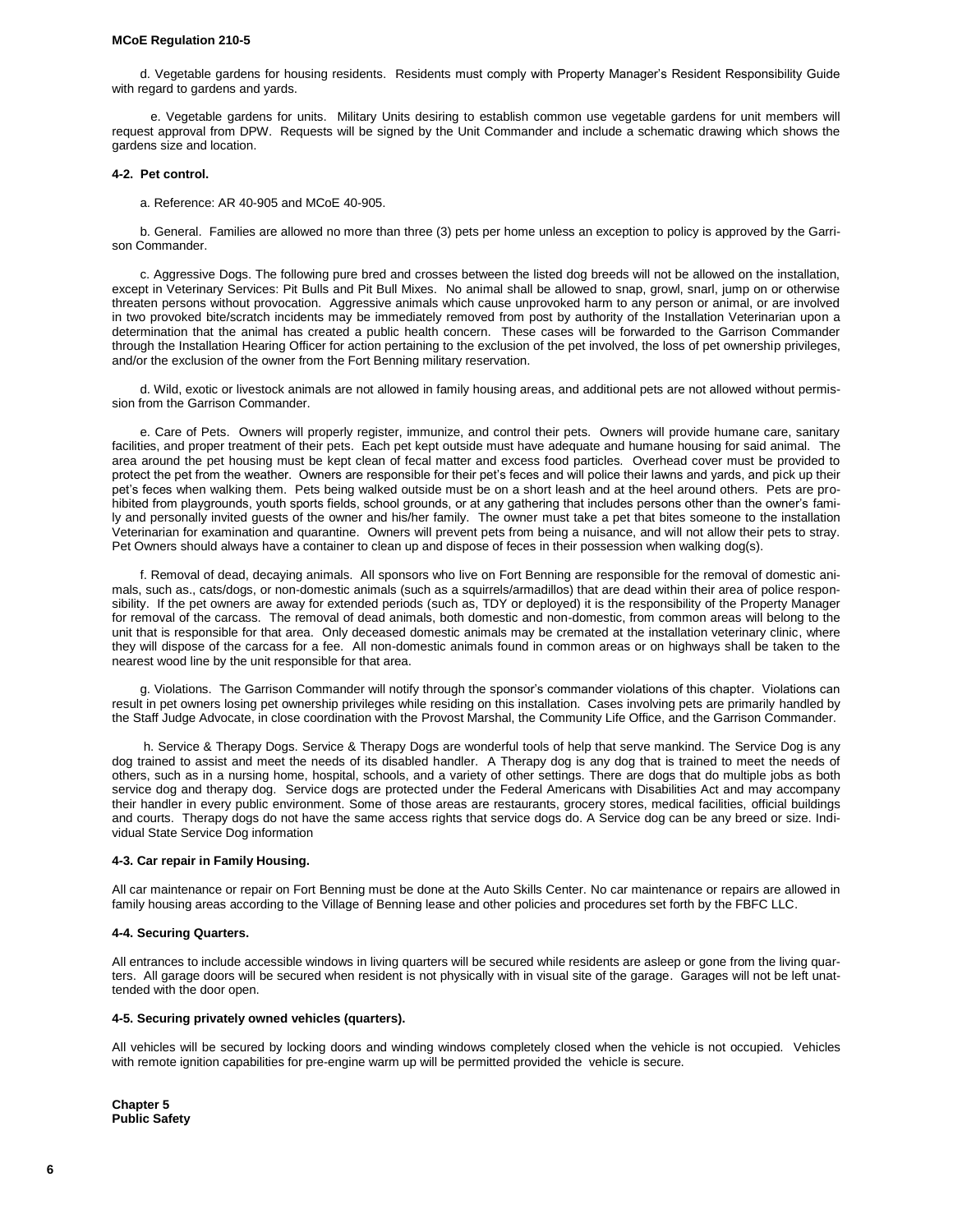d. Vegetable gardens for housing residents. Residents must comply with Property Manager's Resident Responsibility Guide with regard to gardens and yards.

e. Vegetable gardens for units. Military Units desiring to establish common use vegetable gardens for unit members will request approval from DPW. Requests will be signed by the Unit Commander and include a schematic drawing which shows the gardens size and location.

**4-2. Pet control.**

a. Reference: AR 40-905 and MCoE 40-905.

b. General. Families are allowed no more than three (3) pets per home unless an exception to policy is approved by the Garrison Commander.

c. Aggressive Dogs. The following pure bred and crosses between the listed dog breeds will not be allowed on the installation, except in Veterinary Services: Pit Bulls and Pit Bull Mixes. No animal shall be allowed to snap, growl, snarl, jump on or otherwise threaten persons without provocation. Aggressive animals which cause unprovoked harm to any person or animal, or are involved in two provoked bite/scratch incidents may be immediately removed from post by authority of the Installation Veterinarian upon a determination that the animal has created a public health concern. These cases will be forwarded to the Garrison Commander through the Installation Hearing Officer for action pertaining to the exclusion of the pet involved, the loss of pet ownership privileges, and/or the exclusion of the owner from the Fort Benning military reservation.

d. Wild, exotic or livestock animals are not allowed in family housing areas, and additional pets are not allowed without permission from the Garrison Commander.

e. Care of Pets. Owners will properly register, immunize, and control their pets. Owners will provide humane care, sanitary facilities, and proper treatment of their pets. Each pet kept outside must have adequate and humane housing for said animal. The area around the pet housing must be kept clean of fecal matter and excess food particles. Overhead cover must be provided to protect the pet from the weather. Owners are responsible for their pet's feces and will police their lawns and yards, and pick up their pet's feces when walking them. Pets being walked outside must be on a short leash and at the heel around others. Pets are prohibited from playgrounds, youth sports fields, school grounds, or at any gathering that includes persons other than the owner's family and personally invited guests of the owner and his/her family. The owner must take a pet that bites someone to the installation Veterinarian for examination and quarantine. Owners will prevent pets from being a nuisance, and will not allow their pets to stray. Pet Owners should always have a container to clean up and dispose of feces in their possession when walking dog(s).

f. Removal of dead, decaying animals. All sponsors who live on Fort Benning are responsible for the removal of domestic animals, such as., cats/dogs, or non-domestic animals (such as a squirrels/armadillos) that are dead within their area of police responsibility. If the pet owners are away for extended periods (such as, TDY or deployed) it is the responsibility of the Property Manager for removal of the carcass. The removal of dead animals, both domestic and non-domestic, from common areas will belong to the unit that is responsible for that area. Only deceased domestic animals may be cremated at the installation veterinary clinic, where they will dispose of the carcass for a fee. All non-domestic animals found in common areas or on highways shall be taken to the nearest wood line by the unit responsible for that area.

g. Violations. The Garrison Commander will notify through the sponsor's commander violations of this chapter. Violations can result in pet owners losing pet ownership privileges while residing on this installation. Cases involving pets are primarily handled by the Staff Judge Advocate, in close coordination with the Provost Marshal, the Community Life Office, and the Garrison Commander.

h. Service & Therapy Dogs. Service & Therapy Dogs are wonderful tools of help that serve mankind. The Service Dog is any dog trained to assist and meet the needs of its disabled handler. A Therapy dog is any dog that is trained to meet the needs of others, such as in a nursing home, hospital, schools, and a variety of other settings. There are dogs that do multiple jobs as both service dog and therapy dog. Service dogs are protected under the Federal Americans with Disabilities Act and may accompany their handler in every public environment. Some of those areas are restaurants, grocery stores, medical facilities, official buildings and courts. Therapy dogs do not have the same access rights that service dogs do. A Service dog can be any breed or size. Individual State Service Dog information

**4-3. Car repair in Family Housing.**

All car maintenance or repair on Fort Benning must be done at the Auto Skills Center. No car maintenance or repairs are allowed in family housing areas according to the Village of Benning lease and other policies and procedures set forth by the FBFC LLC.

**4-4. Securing Quarters.**

All entrances to include accessible windows in living quarters will be secured while residents are asleep or gone from the living quarters. All garage doors will be secured when resident is not physically with in visual site of the garage. Garages will not be left unattended with the door open.

**4-5. Securing privately owned vehicles (quarters).**

All vehicles will be secured by locking doors and winding windows completely closed when the vehicle is not occupied. Vehicles with remote ignition capabilities for pre-engine warm up will be permitted provided the vehicle is secure.

## Chapter 5
## Public Safety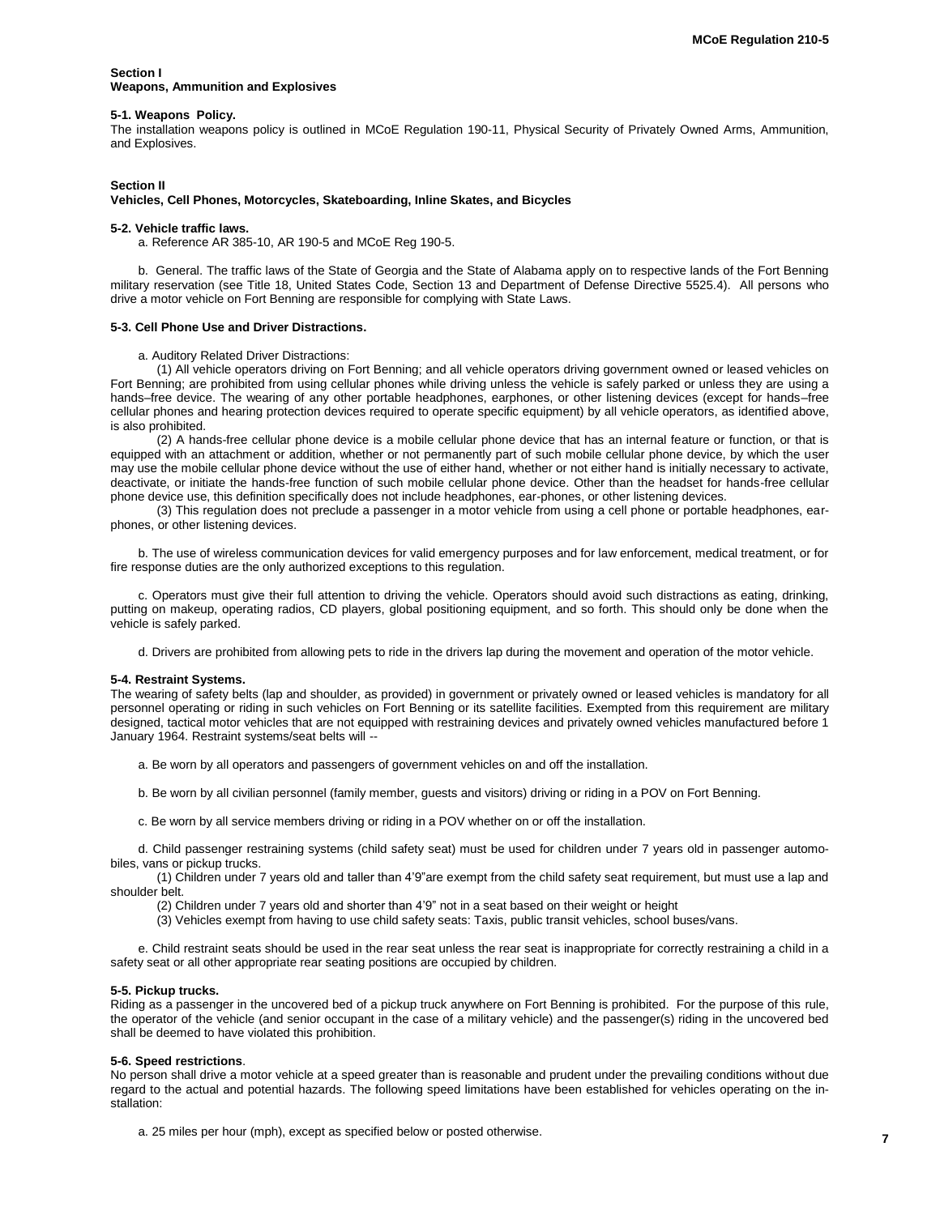## Section I
## Weapons, Ammunition and Explosives

### 5-1. Weapons Policy.

The installation weapons policy is outlined in MCoE Regulation 190-11, Physical Security of Privately Owned Arms, Ammunition, and Explosives.

## Section II
## Vehicles, Cell Phones, Motorcycles, Skateboarding, Inline Skates, and Bicycles

### 5-2. Vehicle traffic laws.

a. Reference AR 385-10, AR 190-5 and MCoE Reg 190-5.

b. General. The traffic laws of the State of Georgia and the State of Alabama apply on to respective lands of the Fort Benning military reservation (see Title 18, United States Code, Section 13 and Department of Defense Directive 5525.4). All persons who drive a motor vehicle on Fort Benning are responsible for complying with State Laws.

### 5-3. Cell Phone Use and Driver Distractions.

a. Auditory Related Driver Distractions:

(1) All vehicle operators driving on Fort Benning; and all vehicle operators driving government owned or leased vehicles on Fort Benning; are prohibited from using cellular phones while driving unless the vehicle is safely parked or unless they are using a hands–free device. The wearing of any other portable headphones, earphones, or other listening devices (except for hands–free cellular phones and hearing protection devices required to operate specific equipment) by all vehicle operators, as identified above, is also prohibited.

(2) A hands-free cellular phone device is a mobile cellular phone device that has an internal feature or function, or that is equipped with an attachment or addition, whether or not permanently part of such mobile cellular phone device, by which the user may use the mobile cellular phone device without the use of either hand, whether or not either hand is initially necessary to activate, deactivate, or initiate the hands-free function of such mobile cellular phone device. Other than the headset for hands-free cellular phone device use, this definition specifically does not include headphones, ear-phones, or other listening devices.

(3) This regulation does not preclude a passenger in a motor vehicle from using a cell phone or portable headphones, ear-phones, or other listening devices.

b. The use of wireless communication devices for valid emergency purposes and for law enforcement, medical treatment, or for fire response duties are the only authorized exceptions to this regulation.

c. Operators must give their full attention to driving the vehicle. Operators should avoid such distractions as eating, drinking, putting on makeup, operating radios, CD players, global positioning equipment, and so forth. This should only be done when the vehicle is safely parked.

d. Drivers are prohibited from allowing pets to ride in the drivers lap during the movement and operation of the motor vehicle.

### 5-4. Restraint Systems.

The wearing of safety belts (lap and shoulder, as provided) in government or privately owned or leased vehicles is mandatory for all personnel operating or riding in such vehicles on Fort Benning or its satellite facilities. Exempted from this requirement are military designed, tactical motor vehicles that are not equipped with restraining devices and privately owned vehicles manufactured before 1 January 1964. Restraint systems/seat belts will --

a. Be worn by all operators and passengers of government vehicles on and off the installation.

b. Be worn by all civilian personnel (family member, guests and visitors) driving or riding in a POV on Fort Benning.

c. Be worn by all service members driving or riding in a POV whether on or off the installation.

d. Child passenger restraining systems (child safety seat) must be used for children under 7 years old in passenger automobiles, vans or pickup trucks.

(1) Children under 7 years old and taller than 4'9"are exempt from the child safety seat requirement, but must use a lap and shoulder belt.

(2) Children under 7 years old and shorter than 4'9" not in a seat based on their weight or height

(3) Vehicles exempt from having to use child safety seats: Taxis, public transit vehicles, school buses/vans.

e. Child restraint seats should be used in the rear seat unless the rear seat is inappropriate for correctly restraining a child in a safety seat or all other appropriate rear seating positions are occupied by children.

### 5-5. Pickup trucks.

Riding as a passenger in the uncovered bed of a pickup truck anywhere on Fort Benning is prohibited. For the purpose of this rule, the operator of the vehicle (and senior occupant in the case of a military vehicle) and the passenger(s) riding in the uncovered bed shall be deemed to have violated this prohibition.

### 5-6. Speed restrictions.

No person shall drive a motor vehicle at a speed greater than is reasonable and prudent under the prevailing conditions without due regard to the actual and potential hazards. The following speed limitations have been established for vehicles operating on the installation:

a. 25 miles per hour (mph), except as specified below or posted otherwise.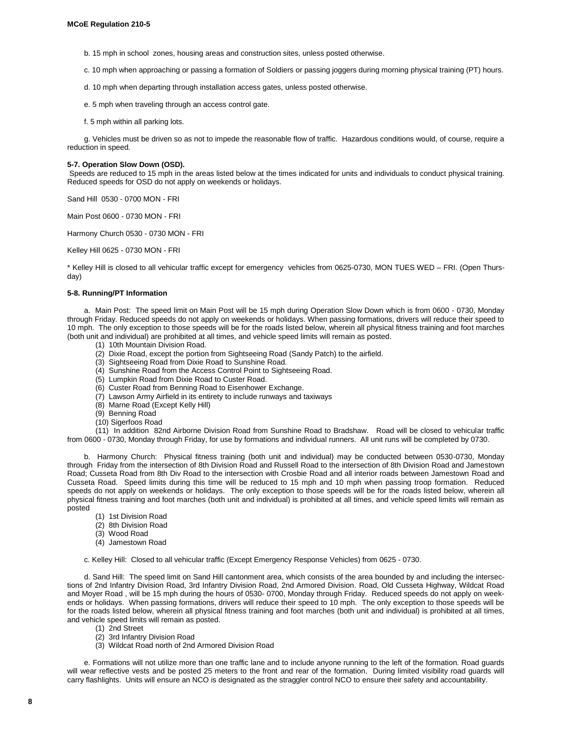b. 15 mph in school zones, housing areas and construction sites, unless posted otherwise.

c. 10 mph when approaching or passing a formation of Soldiers or passing joggers during morning physical training (PT) hours.

d. 10 mph when departing through installation access gates, unless posted otherwise.

e. 5 mph when traveling through an access control gate.

f. 5 mph within all parking lots.

g. Vehicles must be driven so as not to impede the reasonable flow of traffic. Hazardous conditions would, of course, require a reduction in speed.

**5-7. Operation Slow Down (OSD).**

Speeds are reduced to 15 mph in the areas listed below at the times indicated for units and individuals to conduct physical training. Reduced speeds for OSD do not apply on weekends or holidays.

Sand Hill 0530 - 0700 MON - FRI

Main Post 0600 - 0730 MON - FRI

Harmony Church 0530 - 0730 MON - FRI

Kelley Hill 0625 - 0730 MON - FRI

* Kelley Hill is closed to all vehicular traffic except for emergency vehicles from 0625-0730, MON TUES WED – FRI. (Open Thursday)

**5-8. Running/PT Information**

a. Main Post: The speed limit on Main Post will be 15 mph during Operation Slow Down which is from 0600 - 0730, Monday through Friday. Reduced speeds do not apply on weekends or holidays. When passing formations, drivers will reduce their speed to 10 mph. The only exception to those speeds will be for the roads listed below, wherein all physical fitness training and foot marches (both unit and individual) are prohibited at all times, and vehicle speed limits will remain as posted.

(1) 10th Mountain Division Road.
(2) Dixie Road, except the portion from Sightseeing Road (Sandy Patch) to the airfield.
(3) Sightseeing Road from Dixie Road to Sunshine Road.
(4) Sunshine Road from the Access Control Point to Sightseeing Road.
(5) Lumpkin Road from Dixie Road to Custer Road.
(6) Custer Road from Benning Road to Eisenhower Exchange.
(7) Lawson Army Airfield in its entirety to include runways and taxiways
(8) Marne Road (Except Kelly Hill)
(9) Benning Road
(10) Sigerfoos Road
(11) In addition 82nd Airborne Division Road from Sunshine Road to Bradshaw. Road will be closed to vehicular traffic from 0600 - 0730, Monday through Friday, for use by formations and individual runners. All unit runs will be completed by 0730.

b. Harmony Church: Physical fitness training (both unit and individual) may be conducted between 0530-0730, Monday through Friday from the intersection of 8th Division Road and Russell Road to the intersection of 8th Division Road and Jamestown Road; Cusseta Road from 8th Div Road to the intersection with Crosbie Road and all interior roads between Jamestown Road and Cusseta Road. Speed limits during this time will be reduced to 15 mph and 10 mph when passing troop formation. Reduced speeds do not apply on weekends or holidays. The only exception to those speeds will be for the roads listed below, wherein all physical fitness training and foot marches (both unit and individual) is prohibited at all times, and vehicle speed limits will remain as posted

(1) 1st Division Road
(2) 8th Division Road
(3) Wood Road
(4) Jamestown Road

c. Kelley Hill: Closed to all vehicular traffic (Except Emergency Response Vehicles) from 0625 - 0730.

d. Sand Hill: The speed limit on Sand Hill cantonment area, which consists of the area bounded by and including the intersections of 2nd Infantry Division Road, 3rd Infantry Division Road, 2nd Armored Division. Road, Old Cusseta Highway, Wildcat Road and Moyer Road , will be 15 mph during the hours of 0530- 0700, Monday through Friday. Reduced speeds do not apply on weekends or holidays. When passing formations, drivers will reduce their speed to 10 mph. The only exception to those speeds will be for the roads listed below, wherein all physical fitness training and foot marches (both unit and individual) is prohibited at all times, and vehicle speed limits will remain as posted.

(1) 2nd Street
(2) 3rd Infantry Division Road
(3) Wildcat Road north of 2nd Armored Division Road

e. Formations will not utilize more than one traffic lane and to include anyone running to the left of the formation. Road guards will wear reflective vests and be posted 25 meters to the front and rear of the formation. During limited visibility road guards will carry flashlights. Units will ensure an NCO is designated as the straggler control NCO to ensure their safety and accountability.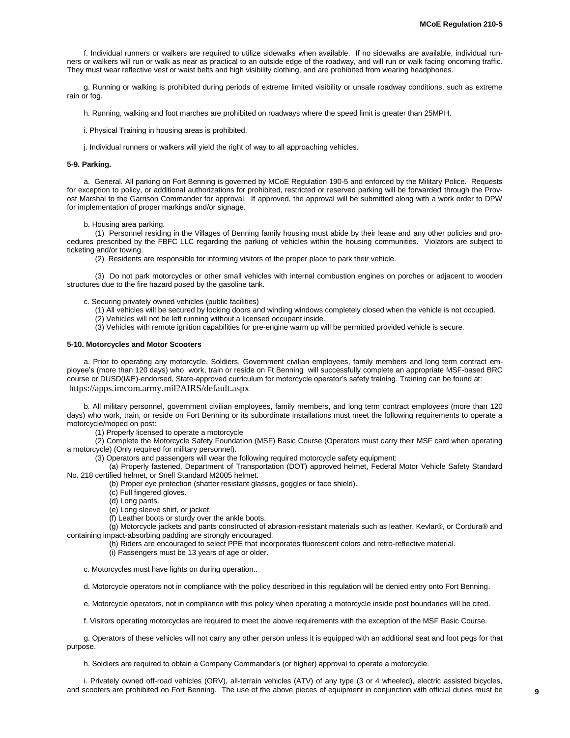f. Individual runners or walkers are required to utilize sidewalks when available. If no sidewalks are available, individual runners or walkers will run or walk as near as practical to an outside edge of the roadway, and will run or walk facing oncoming traffic. They must wear reflective vest or waist belts and high visibility clothing, and are prohibited from wearing headphones.

g. Running or walking is prohibited during periods of extreme limited visibility or unsafe roadway conditions, such as extreme rain or fog.

h. Running, walking and foot marches are prohibited on roadways where the speed limit is greater than 25MPH.

i. Physical Training in housing areas is prohibited.

j. Individual runners or walkers will yield the right of way to all approaching vehicles.

**5-9. Parking.**

a. General. All parking on Fort Benning is governed by MCoE Regulation 190-5 and enforced by the Military Police. Requests for exception to policy, or additional authorizations for prohibited, restricted or reserved parking will be forwarded through the Provost Marshal to the Garrison Commander for approval. If approved, the approval will be submitted along with a work order to DPW for implementation of proper markings and/or signage.

b. Housing area parking.

(1) Personnel residing in the Villages of Benning family housing must abide by their lease and any other policies and procedures prescribed by the FBFC LLC regarding the parking of vehicles within the housing communities. Violators are subject to ticketing and/or towing.

(2) Residents are responsible for informing visitors of the proper place to park their vehicle.

(3) Do not park motorcycles or other small vehicles with internal combustion engines on porches or adjacent to wooden structures due to the fire hazard posed by the gasoline tank.

c. Securing privately owned vehicles (public facilities)

(1) All vehicles will be secured by locking doors and winding windows completely closed when the vehicle is not occupied.

(2) Vehicles will not be left running without a licensed occupant inside.

(3) Vehicles with remote ignition capabilities for pre-engine warm up will be permitted provided vehicle is secure.

**5-10. Motorcycles and Motor Scooters**

a. Prior to operating any motorcycle, Soldiers, Government civilian employees, family members and long term contract employee's (more than 120 days) who work, train or reside on Ft Benning will successfully complete an appropriate MSF-based BRC course or DUSD(I&E)-endorsed, State-approved curriculum for motorcycle operator's safety training. Training can be found at: https://apps.imcom.army.mil?AIRS/default.aspx

b. All military personnel, government civilian employees, family members, and long term contract employees (more than 120 days) who work, train, or reside on Fort Benning or its subordinate installations must meet the following requirements to operate a motorcycle/moped on post:

(1) Properly licensed to operate a motorcycle

(2) Complete the Motorcycle Safety Foundation (MSF) Basic Course (Operators must carry their MSF card when operating a motorcycle) (Only required for military personnel).

(3) Operators and passengers will wear the following required motorcycle safety equipment:

(a) Properly fastened, Department of Transportation (DOT) approved helmet, Federal Motor Vehicle Safety Standard No. 218 certified helmet, or Snell Standard M2005 helmet.

(b) Proper eye protection (shatter resistant glasses, goggles or face shield).

(c) Full fingered gloves.

(d) Long pants.

(e) Long sleeve shirt, or jacket.

(f) Leather boots or sturdy over the ankle boots.

(g) Motorcycle jackets and pants constructed of abrasion-resistant materials such as leather, Kevlar®, or Cordura® and containing impact-absorbing padding are strongly encouraged.

(h) Riders are encouraged to select PPE that incorporates fluorescent colors and retro-reflective material.

(i) Passengers must be 13 years of age or older.

c. Motorcycles must have lights on during operation..

d. Motorcycle operators not in compliance with the policy described in this regulation will be denied entry onto Fort Benning.

e. Motorcycle operators, not in compliance with this policy when operating a motorcycle inside post boundaries will be cited.

f. Visitors operating motorcycles are required to meet the above requirements with the exception of the MSF Basic Course.

g. Operators of these vehicles will not carry any other person unless it is equipped with an additional seat and foot pegs for that purpose.

h. Soldiers are required to obtain a Company Commander's (or higher) approval to operate a motorcycle.

i. Privately owned off-road vehicles (ORV), all-terrain vehicles (ATV) of any type (3 or 4 wheeled), electric assisted bicycles, and scooters are prohibited on Fort Benning. The use of the above pieces of equipment in conjunction with official duties must be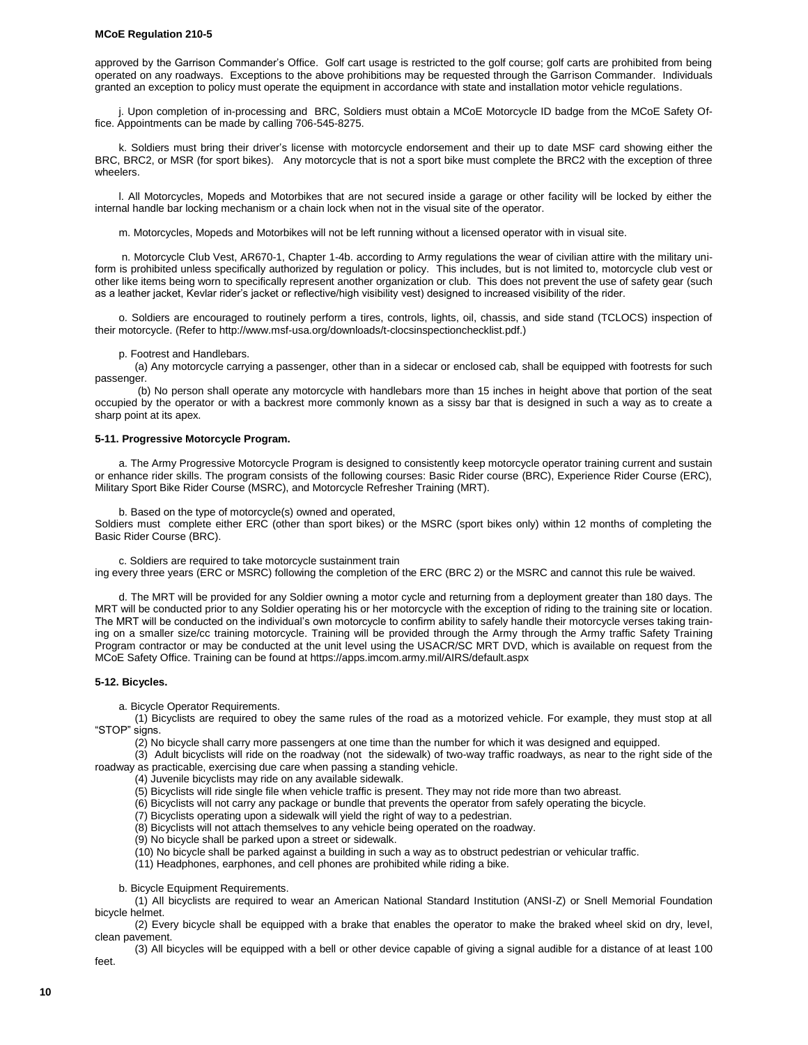approved by the Garrison Commander's Office. Golf cart usage is restricted to the golf course; golf carts are prohibited from being operated on any roadways. Exceptions to the above prohibitions may be requested through the Garrison Commander. Individuals granted an exception to policy must operate the equipment in accordance with state and installation motor vehicle regulations.

j. Upon completion of in-processing and BRC, Soldiers must obtain a MCoE Motorcycle ID badge from the MCoE Safety Office. Appointments can be made by calling 706-545-8275.

k. Soldiers must bring their driver's license with motorcycle endorsement and their up to date MSF card showing either the BRC, BRC2, or MSR (for sport bikes). Any motorcycle that is not a sport bike must complete the BRC2 with the exception of three wheelers.

l. All Motorcycles, Mopeds and Motorbikes that are not secured inside a garage or other facility will be locked by either the internal handle bar locking mechanism or a chain lock when not in the visual site of the operator.

m. Motorcycles, Mopeds and Motorbikes will not be left running without a licensed operator with in visual site.

n. Motorcycle Club Vest, AR670-1, Chapter 1-4b. according to Army regulations the wear of civilian attire with the military uniform is prohibited unless specifically authorized by regulation or policy. This includes, but is not limited to, motorcycle club vest or other like items being worn to specifically represent another organization or club. This does not prevent the use of safety gear (such as a leather jacket, Kevlar rider's jacket or reflective/high visibility vest) designed to increased visibility of the rider.

o. Soldiers are encouraged to routinely perform a tires, controls, lights, oil, chassis, and side stand (TCLOCS) inspection of their motorcycle. (Refer to http://www.msf-usa.org/downloads/t-clocsinspectionchecklist.pdf.)

p. Footrest and Handlebars.

(a) Any motorcycle carrying a passenger, other than in a sidecar or enclosed cab, shall be equipped with footrests for such passenger.

(b) No person shall operate any motorcycle with handlebars more than 15 inches in height above that portion of the seat occupied by the operator or with a backrest more commonly known as a sissy bar that is designed in such a way as to create a sharp point at its apex.

**5-11. Progressive Motorcycle Program.**

a. The Army Progressive Motorcycle Program is designed to consistently keep motorcycle operator training current and sustain or enhance rider skills. The program consists of the following courses: Basic Rider course (BRC), Experience Rider Course (ERC), Military Sport Bike Rider Course (MSRC), and Motorcycle Refresher Training (MRT).

b. Based on the type of motorcycle(s) owned and operated,
Soldiers must complete either ERC (other than sport bikes) or the MSRC (sport bikes only) within 12 months of completing the Basic Rider Course (BRC).

c. Soldiers are required to take motorcycle sustainment train
ing every three years (ERC or MSRC) following the completion of the ERC (BRC 2) or the MSRC and cannot this rule be waived.

d. The MRT will be provided for any Soldier owning a motor cycle and returning from a deployment greater than 180 days. The MRT will be conducted prior to any Soldier operating his or her motorcycle with the exception of riding to the training site or location. The MRT will be conducted on the individual's own motorcycle to confirm ability to safely handle their motorcycle verses taking training on a smaller size/cc training motorcycle. Training will be provided through the Army through the Army traffic Safety Training Program contractor or may be conducted at the unit level using the USACR/SC MRT DVD, which is available on request from the MCoE Safety Office. Training can be found at https://apps.imcom.army.mil/AIRS/default.aspx

**5-12. Bicycles.**

a. Bicycle Operator Requirements.

(1) Bicyclists are required to obey the same rules of the road as a motorized vehicle. For example, they must stop at all "STOP" signs.

(2) No bicycle shall carry more passengers at one time than the number for which it was designed and equipped.

(3) Adult bicyclists will ride on the roadway (not the sidewalk) of two-way traffic roadways, as near to the right side of the roadway as practicable, exercising due care when passing a standing vehicle.

(4) Juvenile bicyclists may ride on any available sidewalk.

(5) Bicyclists will ride single file when vehicle traffic is present. They may not ride more than two abreast.

(6) Bicyclists will not carry any package or bundle that prevents the operator from safely operating the bicycle.

(7) Bicyclists operating upon a sidewalk will yield the right of way to a pedestrian.

(8) Bicyclists will not attach themselves to any vehicle being operated on the roadway.

(9) No bicycle shall be parked upon a street or sidewalk.

(10) No bicycle shall be parked against a building in such a way as to obstruct pedestrian or vehicular traffic.

(11) Headphones, earphones, and cell phones are prohibited while riding a bike.

b. Bicycle Equipment Requirements.

(1) All bicyclists are required to wear an American National Standard Institution (ANSI-Z) or Snell Memorial Foundation bicycle helmet.

(2) Every bicycle shall be equipped with a brake that enables the operator to make the braked wheel skid on dry, level, clean pavement.

(3) All bicycles will be equipped with a bell or other device capable of giving a signal audible for a distance of at least 100 feet.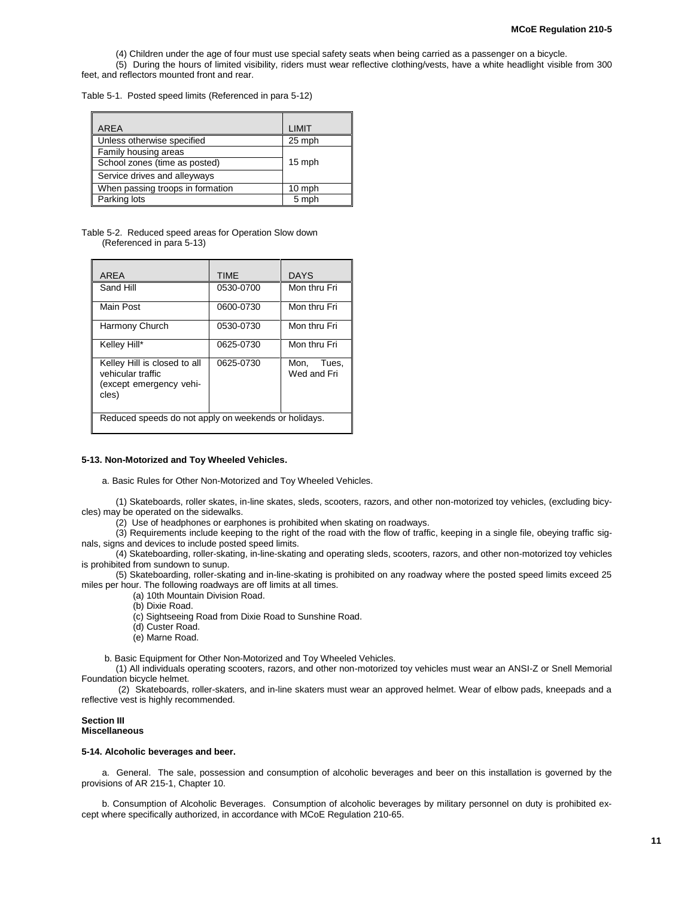(4) Children under the age of four must use special safety seats when being carried as a passenger on a bicycle.

(5) During the hours of limited visibility, riders must wear reflective clothing/vests, have a white headlight visible from 300 feet, and reflectors mounted front and rear.

Table 5-1. Posted speed limits (Referenced in para 5-12)

| AREA | LIMIT |
|---|---|
| Unless otherwise specified | 25 mph |
| Family housing areas<br>School zones (time as posted)<br>Service drives and alleyways | 15 mph |
| When passing troops in formation | 10 mph |
| Parking lots | 5 mph |

Table 5-2. Reduced speed areas for Operation Slow down (Referenced in para 5-13)

| AREA | TIME | DAYS |
|---|---|---|
| Sand Hill | 0530-0700 | Mon thru Fri |
| Main Post | 0600-0730 | Mon thru Fri |
| Harmony Church | 0530-0730 | Mon thru Fri |
| Kelley Hill* | 0625-0730 | Mon thru Fri |
| Kelley Hill is closed to all vehicular traffic (except emergency vehicles) | 0625-0730 | Mon, Tues, Wed and Fri |
| Reduced speeds do not apply on weekends or holidays. | | |

**5-13. Non-Motorized and Toy Wheeled Vehicles.**

a. Basic Rules for Other Non-Motorized and Toy Wheeled Vehicles.

(1) Skateboards, roller skates, in-line skates, sleds, scooters, razors, and other non-motorized toy vehicles, (excluding bicycles) may be operated on the sidewalks.

(2) Use of headphones or earphones is prohibited when skating on roadways.

(3) Requirements include keeping to the right of the road with the flow of traffic, keeping in a single file, obeying traffic signals, signs and devices to include posted speed limits.

(4) Skateboarding, roller-skating, in-line-skating and operating sleds, scooters, razors, and other non-motorized toy vehicles is prohibited from sundown to sunup.

(5) Skateboarding, roller-skating and in-line-skating is prohibited on any roadway where the posted speed limits exceed 25 miles per hour. The following roadways are off limits at all times.

(a) 10th Mountain Division Road.

(b) Dixie Road.

(c) Sightseeing Road from Dixie Road to Sunshine Road.

(d) Custer Road.

(e) Marne Road.

b. Basic Equipment for Other Non-Motorized and Toy Wheeled Vehicles.

(1) All individuals operating scooters, razors, and other non-motorized toy vehicles must wear an ANSI-Z or Snell Memorial Foundation bicycle helmet.

(2) Skateboards, roller-skaters, and in-line skaters must wear an approved helmet. Wear of elbow pads, kneepads and a reflective vest is highly recommended.

**Section III**
**Miscellaneous**

**5-14. Alcoholic beverages and beer.**

a. General. The sale, possession and consumption of alcoholic beverages and beer on this installation is governed by the provisions of AR 215-1, Chapter 10.

b. Consumption of Alcoholic Beverages. Consumption of alcoholic beverages by military personnel on duty is prohibited except where specifically authorized, in accordance with MCoE Regulation 210-65.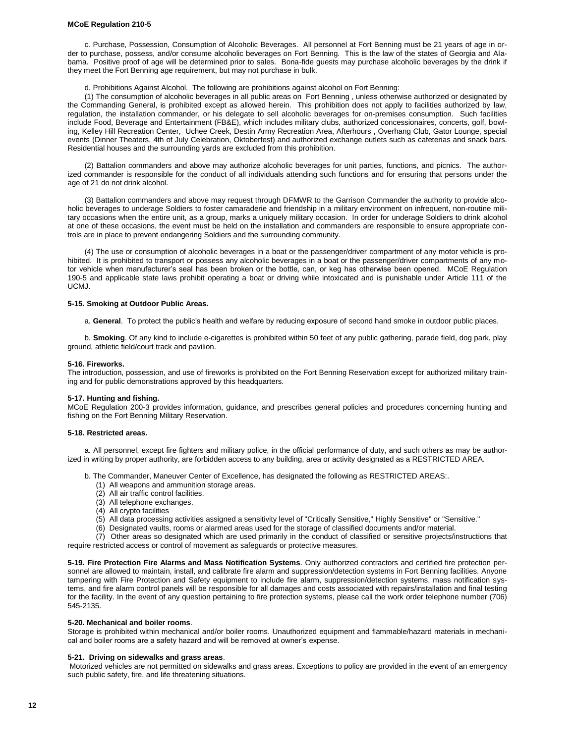c. Purchase, Possession, Consumption of Alcoholic Beverages. All personnel at Fort Benning must be 21 years of age in order to purchase, possess, and/or consume alcoholic beverages on Fort Benning. This is the law of the states of Georgia and Alabama. Positive proof of age will be determined prior to sales. Bona-fide guests may purchase alcoholic beverages by the drink if they meet the Fort Benning age requirement, but may not purchase in bulk.

d. Prohibitions Against Alcohol. The following are prohibitions against alcohol on Fort Benning:

(1) The consumption of alcoholic beverages in all public areas on Fort Benning , unless otherwise authorized or designated by the Commanding General, is prohibited except as allowed herein. This prohibition does not apply to facilities authorized by law, regulation, the installation commander, or his delegate to sell alcoholic beverages for on-premises consumption. Such facilities include Food, Beverage and Entertainment (FB&E), which includes military clubs, authorized concessionaires, concerts, golf, bowling, Kelley Hill Recreation Center, Uchee Creek, Destin Army Recreation Area, Afterhours , Overhang Club, Gator Lounge, special events (Dinner Theaters, 4th of July Celebration, Oktoberfest) and authorized exchange outlets such as cafeterias and snack bars. Residential houses and the surrounding yards are excluded from this prohibition.

(2) Battalion commanders and above may authorize alcoholic beverages for unit parties, functions, and picnics. The authorized commander is responsible for the conduct of all individuals attending such functions and for ensuring that persons under the age of 21 do not drink alcohol.

(3) Battalion commanders and above may request through DFMWR to the Garrison Commander the authority to provide alcoholic beverages to underage Soldiers to foster camaraderie and friendship in a military environment on infrequent, non-routine military occasions when the entire unit, as a group, marks a uniquely military occasion. In order for underage Soldiers to drink alcohol at one of these occasions, the event must be held on the installation and commanders are responsible to ensure appropriate controls are in place to prevent endangering Soldiers and the surrounding community.

(4) The use or consumption of alcoholic beverages in a boat or the passenger/driver compartment of any motor vehicle is prohibited. It is prohibited to transport or possess any alcoholic beverages in a boat or the passenger/driver compartments of any motor vehicle when manufacturer's seal has been broken or the bottle, can, or keg has otherwise been opened. MCoE Regulation 190-5 and applicable state laws prohibit operating a boat or driving while intoxicated and is punishable under Article 111 of the UCMJ.

**5-15. Smoking at Outdoor Public Areas.**

a. **General**. To protect the public's health and welfare by reducing exposure of second hand smoke in outdoor public places.

b. **Smoking**. Of any kind to include e-cigarettes is prohibited within 50 feet of any public gathering, parade field, dog park, play ground, athletic field/court track and pavilion.

**5-16. Fireworks.**

The introduction, possession, and use of fireworks is prohibited on the Fort Benning Reservation except for authorized military training and for public demonstrations approved by this headquarters.

**5-17. Hunting and fishing.**

MCoE Regulation 200-3 provides information, guidance, and prescribes general policies and procedures concerning hunting and fishing on the Fort Benning Military Reservation.

**5-18. Restricted areas.**

a. All personnel, except fire fighters and military police, in the official performance of duty, and such others as may be authorized in writing by proper authority, are forbidden access to any building, area or activity designated as a RESTRICTED AREA.

b. The Commander, Maneuver Center of Excellence, has designated the following as RESTRICTED AREAS:.

(1) All weapons and ammunition storage areas.

(2) All air traffic control facilities.

(3) All telephone exchanges.

(4) All crypto facilities

(5) All data processing activities assigned a sensitivity level of "Critically Sensitive," Highly Sensitive" or "Sensitive."

(6) Designated vaults, rooms or alarmed areas used for the storage of classified documents and/or material.

(7) Other areas so designated which are used primarily in the conduct of classified or sensitive projects/instructions that require restricted access or control of movement as safeguards or protective measures.

**5-19. Fire Protection Fire Alarms and Mass Notification Systems**. Only authorized contractors and certified fire protection personnel are allowed to maintain, install, and calibrate fire alarm and suppression/detection systems in Fort Benning facilities. Anyone tampering with Fire Protection and Safety equipment to include fire alarm, suppression/detection systems, mass notification systems, and fire alarm control panels will be responsible for all damages and costs associated with repairs/installation and final testing for the facility. In the event of any question pertaining to fire protection systems, please call the work order telephone number (706) 545-2135.

**5-20. Mechanical and boiler rooms**.

Storage is prohibited within mechanical and/or boiler rooms. Unauthorized equipment and flammable/hazard materials in mechanical and boiler rooms are a safety hazard and will be removed at owner's expense.

**5-21. Driving on sidewalks and grass areas**.

Motorized vehicles are not permitted on sidewalks and grass areas. Exceptions to policy are provided in the event of an emergency such public safety, fire, and life threatening situations.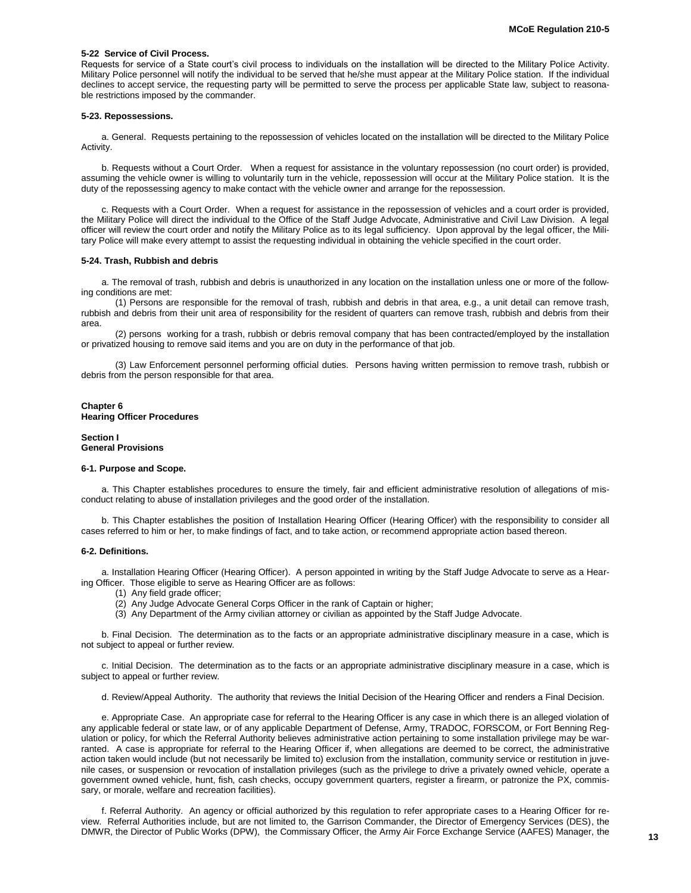**5-22 Service of Civil Process.**

Requests for service of a State court's civil process to individuals on the installation will be directed to the Military Police Activity. Military Police personnel will notify the individual to be served that he/she must appear at the Military Police station. If the individual declines to accept service, the requesting party will be permitted to serve the process per applicable State law, subject to reasonable restrictions imposed by the commander.

**5-23. Repossessions.**

a. General. Requests pertaining to the repossession of vehicles located on the installation will be directed to the Military Police Activity.

b. Requests without a Court Order. When a request for assistance in the voluntary repossession (no court order) is provided, assuming the vehicle owner is willing to voluntarily turn in the vehicle, repossession will occur at the Military Police station. It is the duty of the repossessing agency to make contact with the vehicle owner and arrange for the repossession.

c. Requests with a Court Order. When a request for assistance in the repossession of vehicles and a court order is provided, the Military Police will direct the individual to the Office of the Staff Judge Advocate, Administrative and Civil Law Division. A legal officer will review the court order and notify the Military Police as to its legal sufficiency. Upon approval by the legal officer, the Military Police will make every attempt to assist the requesting individual in obtaining the vehicle specified in the court order.

**5-24. Trash, Rubbish and debris**

a. The removal of trash, rubbish and debris is unauthorized in any location on the installation unless one or more of the following conditions are met:

(1) Persons are responsible for the removal of trash, rubbish and debris in that area, e.g., a unit detail can remove trash, rubbish and debris from their unit area of responsibility for the resident of quarters can remove trash, rubbish and debris from their area.

(2) persons working for a trash, rubbish or debris removal company that has been contracted/employed by the installation or privatized housing to remove said items and you are on duty in the performance of that job.

(3) Law Enforcement personnel performing official duties. Persons having written permission to remove trash, rubbish or debris from the person responsible for that area.

## Chapter 6
## Hearing Officer Procedures

### Section I
### General Provisions

**6-1. Purpose and Scope.**

a. This Chapter establishes procedures to ensure the timely, fair and efficient administrative resolution of allegations of misconduct relating to abuse of installation privileges and the good order of the installation.

b. This Chapter establishes the position of Installation Hearing Officer (Hearing Officer) with the responsibility to consider all cases referred to him or her, to make findings of fact, and to take action, or recommend appropriate action based thereon.

**6-2. Definitions.**

a. Installation Hearing Officer (Hearing Officer). A person appointed in writing by the Staff Judge Advocate to serve as a Hearing Officer. Those eligible to serve as Hearing Officer are as follows:

(1) Any field grade officer;

(2) Any Judge Advocate General Corps Officer in the rank of Captain or higher;

(3) Any Department of the Army civilian attorney or civilian as appointed by the Staff Judge Advocate.

b. Final Decision. The determination as to the facts or an appropriate administrative disciplinary measure in a case, which is not subject to appeal or further review.

c. Initial Decision. The determination as to the facts or an appropriate administrative disciplinary measure in a case, which is subject to appeal or further review.

d. Review/Appeal Authority. The authority that reviews the Initial Decision of the Hearing Officer and renders a Final Decision.

e. Appropriate Case. An appropriate case for referral to the Hearing Officer is any case in which there is an alleged violation of any applicable federal or state law, or of any applicable Department of Defense, Army, TRADOC, FORSCOM, or Fort Benning Regulation or policy, for which the Referral Authority believes administrative action pertaining to some installation privilege may be warranted. A case is appropriate for referral to the Hearing Officer if, when allegations are deemed to be correct, the administrative action taken would include (but not necessarily be limited to) exclusion from the installation, community service or restitution in juvenile cases, or suspension or revocation of installation privileges (such as the privilege to drive a privately owned vehicle, operate a government owned vehicle, hunt, fish, cash checks, occupy government quarters, register a firearm, or patronize the PX, commissary, or morale, welfare and recreation facilities).

f. Referral Authority. An agency or official authorized by this regulation to refer appropriate cases to a Hearing Officer for review. Referral Authorities include, but are not limited to, the Garrison Commander, the Director of Emergency Services (DES), the DMWR, the Director of Public Works (DPW), the Commissary Officer, the Army Air Force Exchange Service (AAFES) Manager, the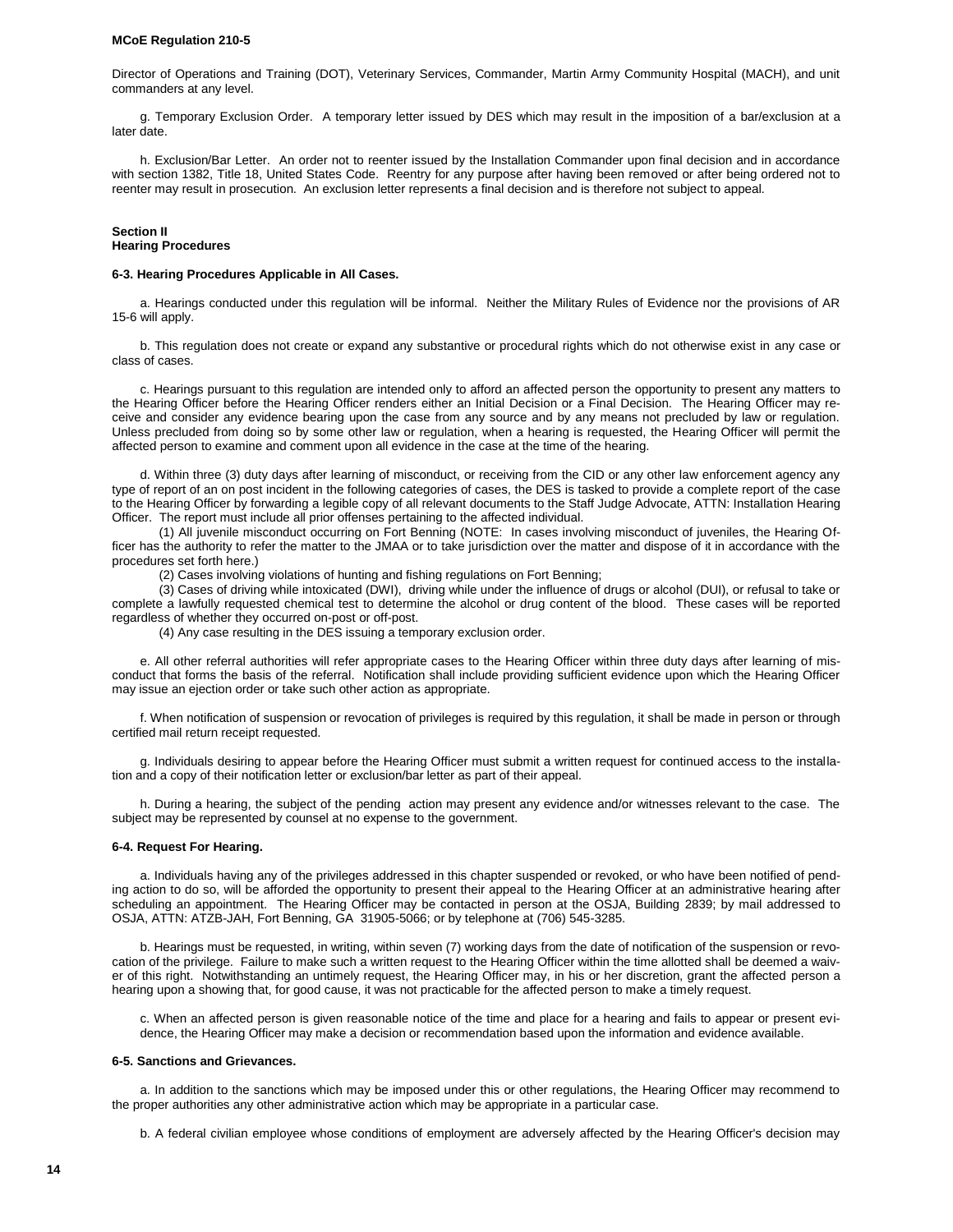Director of Operations and Training (DOT), Veterinary Services, Commander, Martin Army Community Hospital (MACH), and unit commanders at any level.

g. Temporary Exclusion Order. A temporary letter issued by DES which may result in the imposition of a bar/exclusion at a later date.

h. Exclusion/Bar Letter. An order not to reenter issued by the Installation Commander upon final decision and in accordance with section 1382, Title 18, United States Code. Reentry for any purpose after having been removed or after being ordered not to reenter may result in prosecution. An exclusion letter represents a final decision and is therefore not subject to appeal.

## Section II
## Hearing Procedures

### 6-3. Hearing Procedures Applicable in All Cases.

a. Hearings conducted under this regulation will be informal. Neither the Military Rules of Evidence nor the provisions of AR 15-6 will apply.

b. This regulation does not create or expand any substantive or procedural rights which do not otherwise exist in any case or class of cases.

c. Hearings pursuant to this regulation are intended only to afford an affected person the opportunity to present any matters to the Hearing Officer before the Hearing Officer renders either an Initial Decision or a Final Decision. The Hearing Officer may receive and consider any evidence bearing upon the case from any source and by any means not precluded by law or regulation. Unless precluded from doing so by some other law or regulation, when a hearing is requested, the Hearing Officer will permit the affected person to examine and comment upon all evidence in the case at the time of the hearing.

d. Within three (3) duty days after learning of misconduct, or receiving from the CID or any other law enforcement agency any type of report of an on post incident in the following categories of cases, the DES is tasked to provide a complete report of the case to the Hearing Officer by forwarding a legible copy of all relevant documents to the Staff Judge Advocate, ATTN: Installation Hearing Officer. The report must include all prior offenses pertaining to the affected individual.

(1) All juvenile misconduct occurring on Fort Benning (NOTE: In cases involving misconduct of juveniles, the Hearing Officer has the authority to refer the matter to the JMAA or to take jurisdiction over the matter and dispose of it in accordance with the procedures set forth here.)

(2) Cases involving violations of hunting and fishing regulations on Fort Benning;

(3) Cases of driving while intoxicated (DWI), driving while under the influence of drugs or alcohol (DUI), or refusal to take or complete a lawfully requested chemical test to determine the alcohol or drug content of the blood. These cases will be reported regardless of whether they occurred on-post or off-post.

(4) Any case resulting in the DES issuing a temporary exclusion order.

e. All other referral authorities will refer appropriate cases to the Hearing Officer within three duty days after learning of misconduct that forms the basis of the referral. Notification shall include providing sufficient evidence upon which the Hearing Officer may issue an ejection order or take such other action as appropriate.

f. When notification of suspension or revocation of privileges is required by this regulation, it shall be made in person or through certified mail return receipt requested.

g. Individuals desiring to appear before the Hearing Officer must submit a written request for continued access to the installation and a copy of their notification letter or exclusion/bar letter as part of their appeal.

h. During a hearing, the subject of the pending action may present any evidence and/or witnesses relevant to the case. The subject may be represented by counsel at no expense to the government.

### 6-4. Request For Hearing.

a. Individuals having any of the privileges addressed in this chapter suspended or revoked, or who have been notified of pending action to do so, will be afforded the opportunity to present their appeal to the Hearing Officer at an administrative hearing after scheduling an appointment. The Hearing Officer may be contacted in person at the OSJA, Building 2839; by mail addressed to OSJA, ATTN: ATZB-JAH, Fort Benning, GA 31905-5066; or by telephone at (706) 545-3285.

b. Hearings must be requested, in writing, within seven (7) working days from the date of notification of the suspension or revocation of the privilege. Failure to make such a written request to the Hearing Officer within the time allotted shall be deemed a waiver of this right. Notwithstanding an untimely request, the Hearing Officer may, in his or her discretion, grant the affected person a hearing upon a showing that, for good cause, it was not practicable for the affected person to make a timely request.

c. When an affected person is given reasonable notice of the time and place for a hearing and fails to appear or present evidence, the Hearing Officer may make a decision or recommendation based upon the information and evidence available.

### 6-5. Sanctions and Grievances.

a. In addition to the sanctions which may be imposed under this or other regulations, the Hearing Officer may recommend to the proper authorities any other administrative action which may be appropriate in a particular case.

b. A federal civilian employee whose conditions of employment are adversely affected by the Hearing Officer's decision may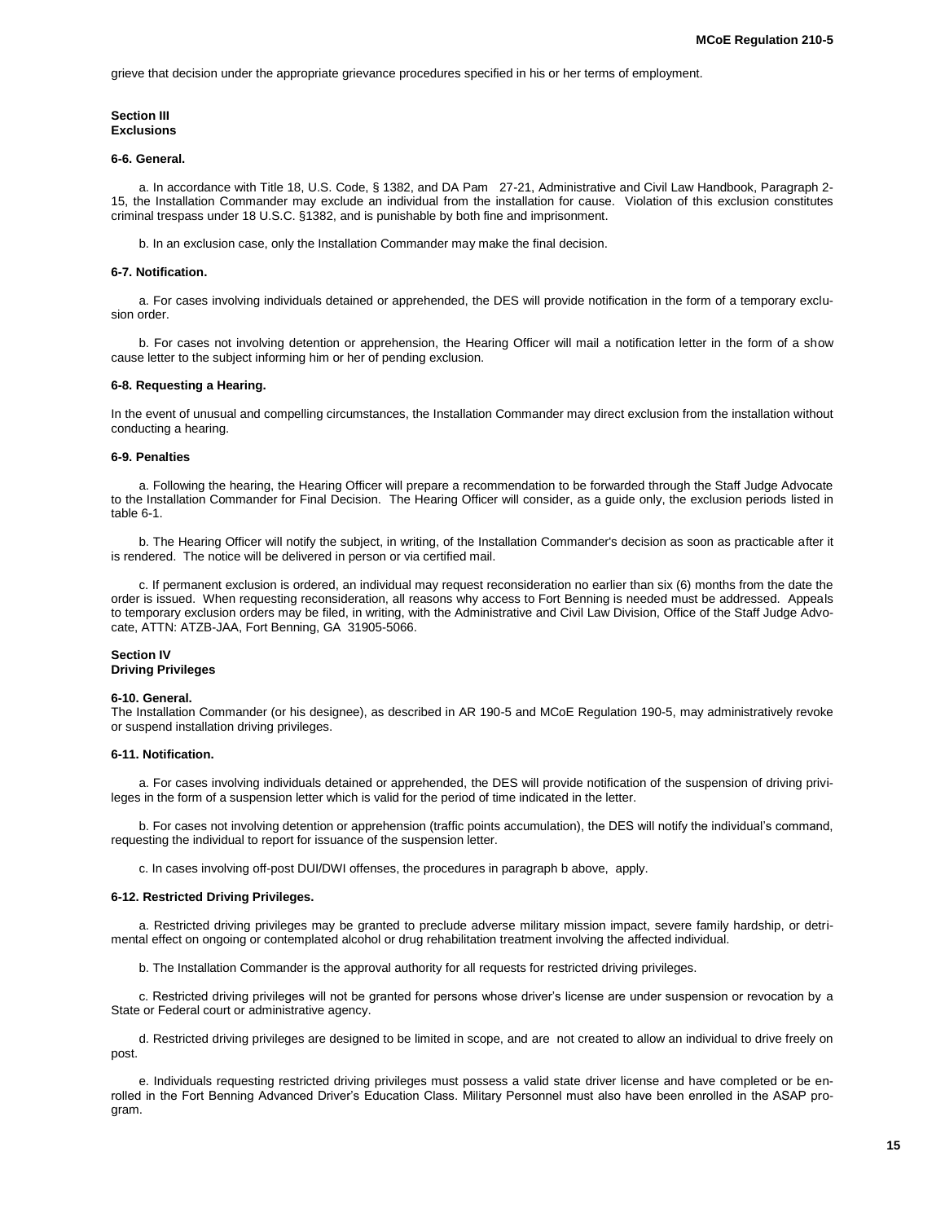grieve that decision under the appropriate grievance procedures specified in his or her terms of employment.

## Section III
## Exclusions

### 6-6. General.

a. In accordance with Title 18, U.S. Code, § 1382, and DA Pam 27-21, Administrative and Civil Law Handbook, Paragraph 2-15, the Installation Commander may exclude an individual from the installation for cause. Violation of this exclusion constitutes criminal trespass under 18 U.S.C. §1382, and is punishable by both fine and imprisonment.

b. In an exclusion case, only the Installation Commander may make the final decision.

### 6-7. Notification.

a. For cases involving individuals detained or apprehended, the DES will provide notification in the form of a temporary exclusion order.

b. For cases not involving detention or apprehension, the Hearing Officer will mail a notification letter in the form of a show cause letter to the subject informing him or her of pending exclusion.

### 6-8. Requesting a Hearing.

In the event of unusual and compelling circumstances, the Installation Commander may direct exclusion from the installation without conducting a hearing.

### 6-9. Penalties

a. Following the hearing, the Hearing Officer will prepare a recommendation to be forwarded through the Staff Judge Advocate to the Installation Commander for Final Decision. The Hearing Officer will consider, as a guide only, the exclusion periods listed in table 6-1.

b. The Hearing Officer will notify the subject, in writing, of the Installation Commander's decision as soon as practicable after it is rendered. The notice will be delivered in person or via certified mail.

c. If permanent exclusion is ordered, an individual may request reconsideration no earlier than six (6) months from the date the order is issued. When requesting reconsideration, all reasons why access to Fort Benning is needed must be addressed. Appeals to temporary exclusion orders may be filed, in writing, with the Administrative and Civil Law Division, Office of the Staff Judge Advocate, ATTN: ATZB-JAA, Fort Benning, GA 31905-5066.

## Section IV
## Driving Privileges

### 6-10. General.

The Installation Commander (or his designee), as described in AR 190-5 and MCoE Regulation 190-5, may administratively revoke or suspend installation driving privileges.

### 6-11. Notification.

a. For cases involving individuals detained or apprehended, the DES will provide notification of the suspension of driving privileges in the form of a suspension letter which is valid for the period of time indicated in the letter.

b. For cases not involving detention or apprehension (traffic points accumulation), the DES will notify the individual's command, requesting the individual to report for issuance of the suspension letter.

c. In cases involving off-post DUI/DWI offenses, the procedures in paragraph b above, apply.

### 6-12. Restricted Driving Privileges.

a. Restricted driving privileges may be granted to preclude adverse military mission impact, severe family hardship, or detrimental effect on ongoing or contemplated alcohol or drug rehabilitation treatment involving the affected individual.

b. The Installation Commander is the approval authority for all requests for restricted driving privileges.

c. Restricted driving privileges will not be granted for persons whose driver's license are under suspension or revocation by a State or Federal court or administrative agency.

d. Restricted driving privileges are designed to be limited in scope, and are not created to allow an individual to drive freely on post.

e. Individuals requesting restricted driving privileges must possess a valid state driver license and have completed or be enrolled in the Fort Benning Advanced Driver's Education Class. Military Personnel must also have been enrolled in the ASAP program.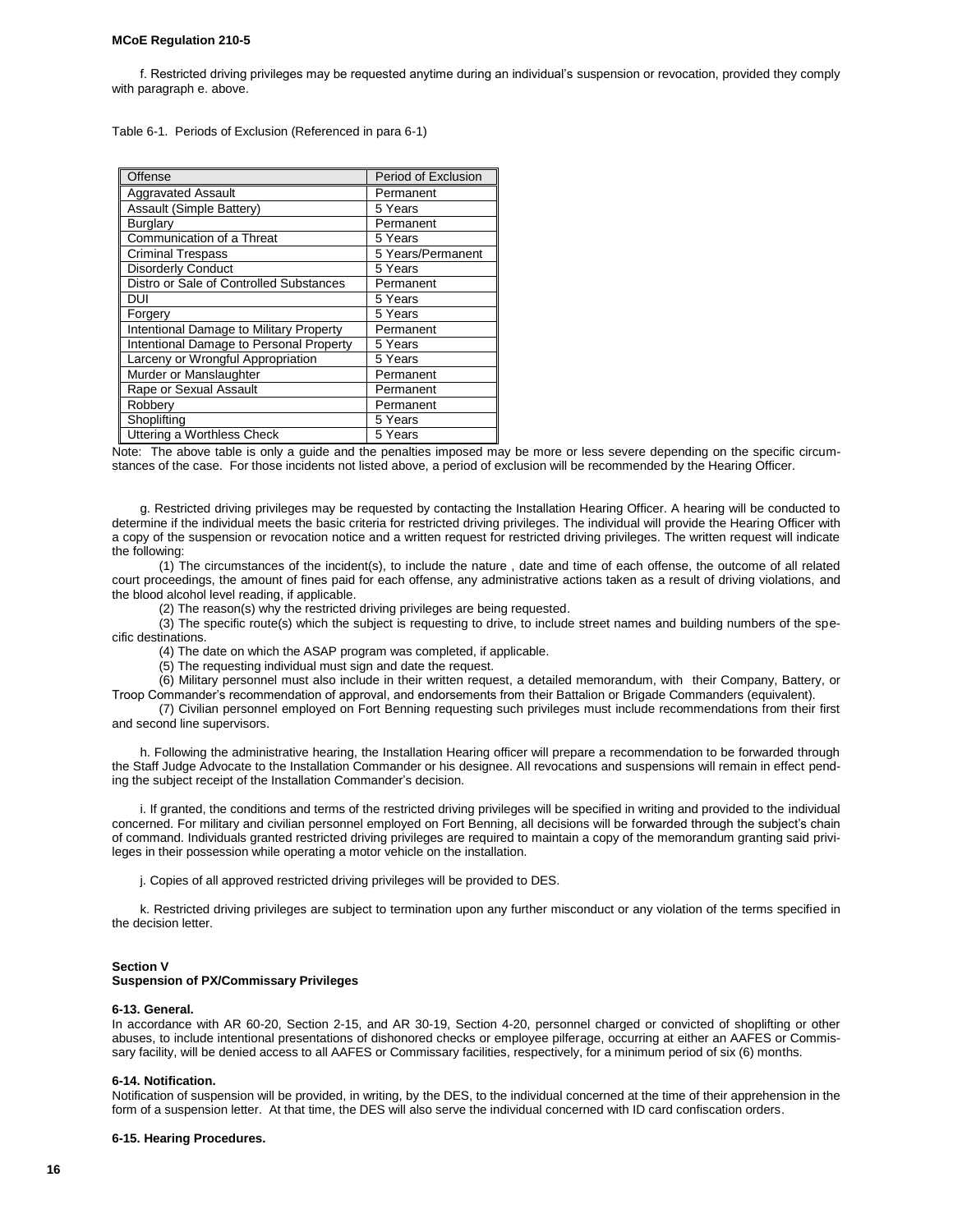f. Restricted driving privileges may be requested anytime during an individual's suspension or revocation, provided they comply with paragraph e. above.

Table 6-1. Periods of Exclusion (Referenced in para 6-1)

| Offense | Period of Exclusion |
|---|---|
| Aggravated Assault | Permanent |
| Assault (Simple Battery) | 5 Years |
| Burglary | Permanent |
| Communication of a Threat | 5 Years |
| Criminal Trespass | 5 Years/Permanent |
| Disorderly Conduct | 5 Years |
| Distro or Sale of Controlled Substances | Permanent |
| DUI | 5 Years |
| Forgery | 5 Years |
| Intentional Damage to Military Property | Permanent |
| Intentional Damage to Personal Property | 5 Years |
| Larceny or Wrongful Appropriation | 5 Years |
| Murder or Manslaughter | Permanent |
| Rape or Sexual Assault | Permanent |
| Robbery | Permanent |
| Shoplifting | 5 Years |
| Uttering a Worthless Check | 5 Years |

Note: The above table is only a guide and the penalties imposed may be more or less severe depending on the specific circumstances of the case. For those incidents not listed above, a period of exclusion will be recommended by the Hearing Officer.

g. Restricted driving privileges may be requested by contacting the Installation Hearing Officer. A hearing will be conducted to determine if the individual meets the basic criteria for restricted driving privileges. The individual will provide the Hearing Officer with a copy of the suspension or revocation notice and a written request for restricted driving privileges. The written request will indicate the following:

(1) The circumstances of the incident(s), to include the nature , date and time of each offense, the outcome of all related court proceedings, the amount of fines paid for each offense, any administrative actions taken as a result of driving violations, and the blood alcohol level reading, if applicable.

(2) The reason(s) why the restricted driving privileges are being requested.

(3) The specific route(s) which the subject is requesting to drive, to include street names and building numbers of the specific destinations.

(4) The date on which the ASAP program was completed, if applicable.

(5) The requesting individual must sign and date the request.

(6) Military personnel must also include in their written request, a detailed memorandum, with their Company, Battery, or Troop Commander's recommendation of approval, and endorsements from their Battalion or Brigade Commanders (equivalent).

(7) Civilian personnel employed on Fort Benning requesting such privileges must include recommendations from their first and second line supervisors.

h. Following the administrative hearing, the Installation Hearing officer will prepare a recommendation to be forwarded through the Staff Judge Advocate to the Installation Commander or his designee. All revocations and suspensions will remain in effect pending the subject receipt of the Installation Commander's decision.

i. If granted, the conditions and terms of the restricted driving privileges will be specified in writing and provided to the individual concerned. For military and civilian personnel employed on Fort Benning, all decisions will be forwarded through the subject's chain of command. Individuals granted restricted driving privileges are required to maintain a copy of the memorandum granting said privileges in their possession while operating a motor vehicle on the installation.

j. Copies of all approved restricted driving privileges will be provided to DES.

k. Restricted driving privileges are subject to termination upon any further misconduct or any violation of the terms specified in the decision letter.

## Section V
## Suspension of PX/Commissary Privileges

### 6-13. General.

In accordance with AR 60-20, Section 2-15, and AR 30-19, Section 4-20, personnel charged or convicted of shoplifting or other abuses, to include intentional presentations of dishonored checks or employee pilferage, occurring at either an AAFES or Commissary facility, will be denied access to all AAFES or Commissary facilities, respectively, for a minimum period of six (6) months.

### 6-14. Notification.

Notification of suspension will be provided, in writing, by the DES, to the individual concerned at the time of their apprehension in the form of a suspension letter. At that time, the DES will also serve the individual concerned with ID card confiscation orders.

### 6-15. Hearing Procedures.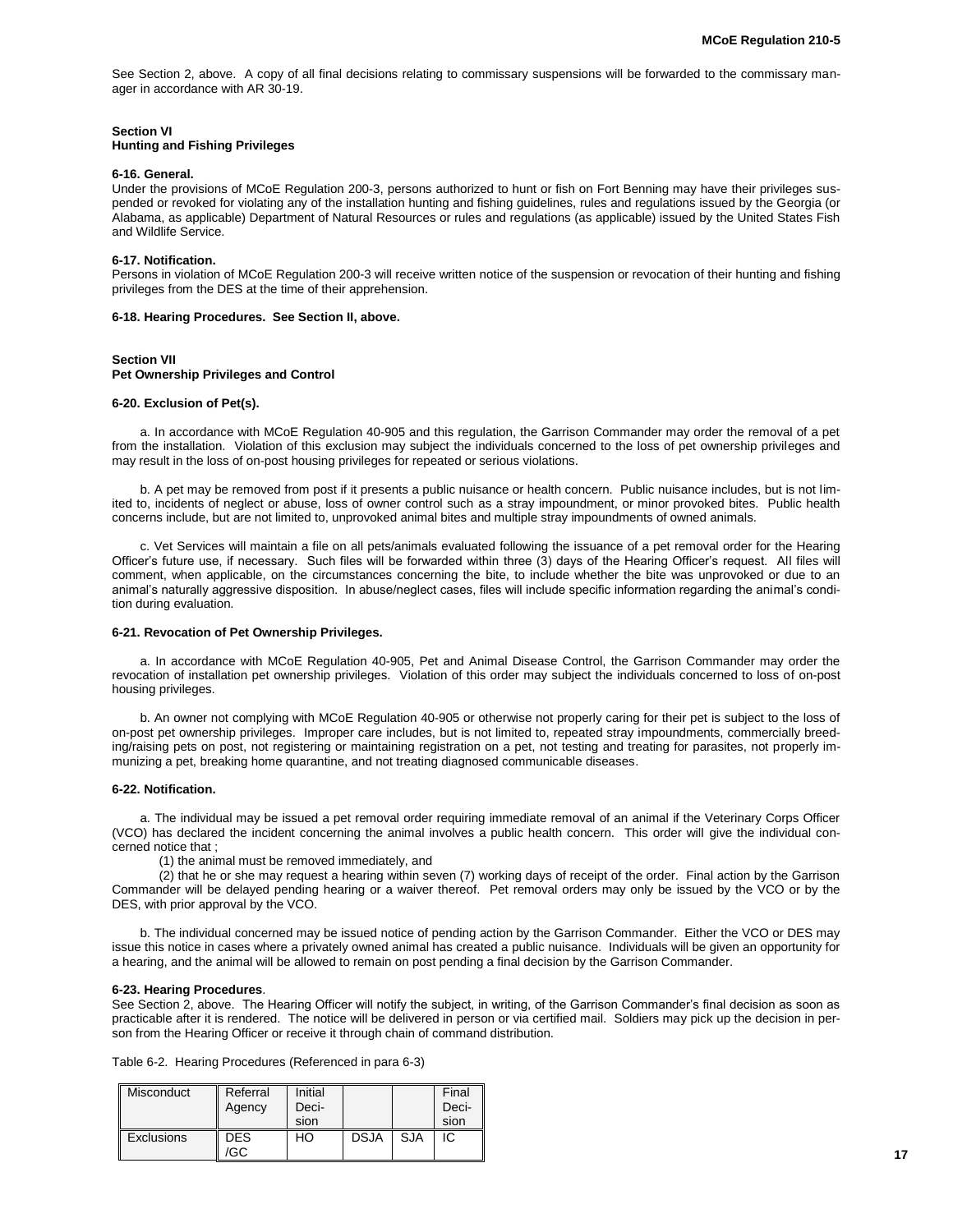See Section 2, above. A copy of all final decisions relating to commissary suspensions will be forwarded to the commissary manager in accordance with AR 30-19.

## Section VI
## Hunting and Fishing Privileges

**6-16. General.**
Under the provisions of MCoE Regulation 200-3, persons authorized to hunt or fish on Fort Benning may have their privileges suspended or revoked for violating any of the installation hunting and fishing guidelines, rules and regulations issued by the Georgia (or Alabama, as applicable) Department of Natural Resources or rules and regulations (as applicable) issued by the United States Fish and Wildlife Service.

**6-17. Notification.**
Persons in violation of MCoE Regulation 200-3 will receive written notice of the suspension or revocation of their hunting and fishing privileges from the DES at the time of their apprehension.

**6-18. Hearing Procedures. See Section II, above.**

## Section VII
## Pet Ownership Privileges and Control

**6-20. Exclusion of Pet(s).**

a. In accordance with MCoE Regulation 40-905 and this regulation, the Garrison Commander may order the removal of a pet from the installation. Violation of this exclusion may subject the individuals concerned to the loss of pet ownership privileges and may result in the loss of on-post housing privileges for repeated or serious violations.

b. A pet may be removed from post if it presents a public nuisance or health concern. Public nuisance includes, but is not limited to, incidents of neglect or abuse, loss of owner control such as a stray impoundment, or minor provoked bites. Public health concerns include, but are not limited to, unprovoked animal bites and multiple stray impoundments of owned animals.

c. Vet Services will maintain a file on all pets/animals evaluated following the issuance of a pet removal order for the Hearing Officer's future use, if necessary. Such files will be forwarded within three (3) days of the Hearing Officer's request. All files will comment, when applicable, on the circumstances concerning the bite, to include whether the bite was unprovoked or due to an animal's naturally aggressive disposition. In abuse/neglect cases, files will include specific information regarding the animal's condition during evaluation.

**6-21. Revocation of Pet Ownership Privileges.**

a. In accordance with MCoE Regulation 40-905, Pet and Animal Disease Control, the Garrison Commander may order the revocation of installation pet ownership privileges. Violation of this order may subject the individuals concerned to loss of on-post housing privileges.

b. An owner not complying with MCoE Regulation 40-905 or otherwise not properly caring for their pet is subject to the loss of on-post pet ownership privileges. Improper care includes, but is not limited to, repeated stray impoundments, commercially breeding/raising pets on post, not registering or maintaining registration on a pet, not testing and treating for parasites, not properly immunizing a pet, breaking home quarantine, and not treating diagnosed communicable diseases.

**6-22. Notification.**

a. The individual may be issued a pet removal order requiring immediate removal of an animal if the Veterinary Corps Officer (VCO) has declared the incident concerning the animal involves a public health concern. This order will give the individual concerned notice that ;

(1) the animal must be removed immediately, and

(2) that he or she may request a hearing within seven (7) working days of receipt of the order. Final action by the Garrison Commander will be delayed pending hearing or a waiver thereof. Pet removal orders may only be issued by the VCO or by the DES, with prior approval by the VCO.

b. The individual concerned may be issued notice of pending action by the Garrison Commander. Either the VCO or DES may issue this notice in cases where a privately owned animal has created a public nuisance. Individuals will be given an opportunity for a hearing, and the animal will be allowed to remain on post pending a final decision by the Garrison Commander.

**6-23. Hearing Procedures**.
See Section 2, above. The Hearing Officer will notify the subject, in writing, of the Garrison Commander's final decision as soon as practicable after it is rendered. The notice will be delivered in person or via certified mail. Soldiers may pick up the decision in person from the Hearing Officer or receive it through chain of command distribution.

Table 6-2. Hearing Procedures (Referenced in para 6-3)

| Misconduct | Referral Agency | Initial Decision | | | Final Decision |
|---|---|---|---|---|---|
| Exclusions | DES /GC | HO | DSJA | SJA | IC |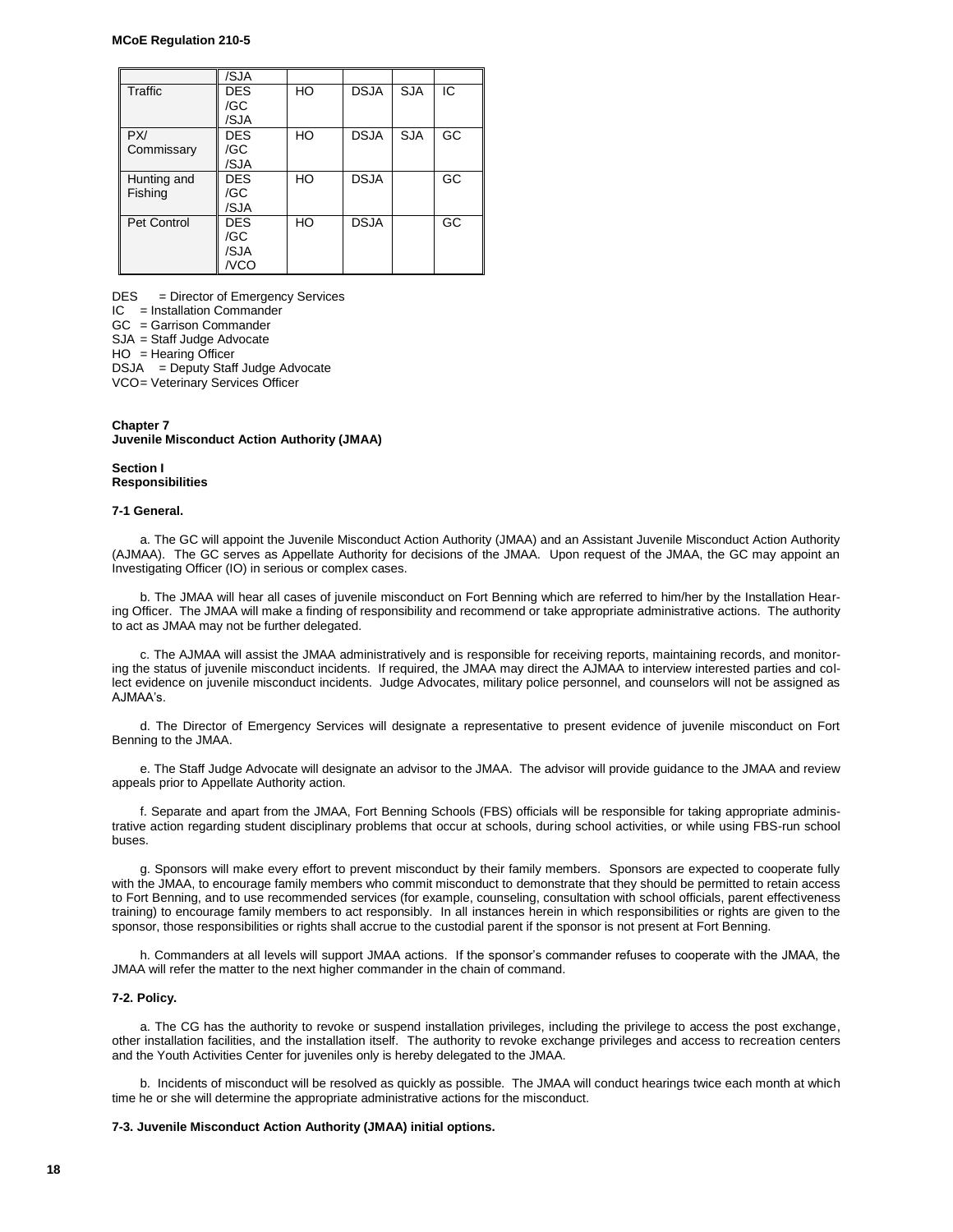| | | | | | |
|---|---|---|---|---|---|
| | /SJA | | | | |
| Traffic | DES /GC /SJA | HO | DSJA | SJA | IC |
| PX/ Commissary | DES /GC /SJA | HO | DSJA | SJA | GC |
| Hunting and Fishing | DES /GC /SJA | HO | DSJA | | GC |
| Pet Control | DES /GC /SJA /VCO | HO | DSJA | | GC |

DES = Director of Emergency Services
IC = Installation Commander
GC = Garrison Commander
SJA = Staff Judge Advocate
HO = Hearing Officer
DSJA = Deputy Staff Judge Advocate
VCO= Veterinary Services Officer

## Chapter 7
## Juvenile Misconduct Action Authority (JMAA)

### Section I
### Responsibilities

**7-1 General.**

a. The GC will appoint the Juvenile Misconduct Action Authority (JMAA) and an Assistant Juvenile Misconduct Action Authority (AJMAA). The GC serves as Appellate Authority for decisions of the JMAA. Upon request of the JMAA, the GC may appoint an Investigating Officer (IO) in serious or complex cases.

b. The JMAA will hear all cases of juvenile misconduct on Fort Benning which are referred to him/her by the Installation Hearing Officer. The JMAA will make a finding of responsibility and recommend or take appropriate administrative actions. The authority to act as JMAA may not be further delegated.

c. The AJMAA will assist the JMAA administratively and is responsible for receiving reports, maintaining records, and monitoring the status of juvenile misconduct incidents. If required, the JMAA may direct the AJMAA to interview interested parties and collect evidence on juvenile misconduct incidents. Judge Advocates, military police personnel, and counselors will not be assigned as AJMAA's.

d. The Director of Emergency Services will designate a representative to present evidence of juvenile misconduct on Fort Benning to the JMAA.

e. The Staff Judge Advocate will designate an advisor to the JMAA. The advisor will provide guidance to the JMAA and review appeals prior to Appellate Authority action.

f. Separate and apart from the JMAA, Fort Benning Schools (FBS) officials will be responsible for taking appropriate administrative action regarding student disciplinary problems that occur at schools, during school activities, or while using FBS-run school buses.

g. Sponsors will make every effort to prevent misconduct by their family members. Sponsors are expected to cooperate fully with the JMAA, to encourage family members who commit misconduct to demonstrate that they should be permitted to retain access to Fort Benning, and to use recommended services (for example, counseling, consultation with school officials, parent effectiveness training) to encourage family members to act responsibly. In all instances herein in which responsibilities or rights are given to the sponsor, those responsibilities or rights shall accrue to the custodial parent if the sponsor is not present at Fort Benning.

h. Commanders at all levels will support JMAA actions. If the sponsor's commander refuses to cooperate with the JMAA, the JMAA will refer the matter to the next higher commander in the chain of command.

**7-2. Policy.**

a. The CG has the authority to revoke or suspend installation privileges, including the privilege to access the post exchange, other installation facilities, and the installation itself. The authority to revoke exchange privileges and access to recreation centers and the Youth Activities Center for juveniles only is hereby delegated to the JMAA.

b. Incidents of misconduct will be resolved as quickly as possible. The JMAA will conduct hearings twice each month at which time he or she will determine the appropriate administrative actions for the misconduct.

**7-3. Juvenile Misconduct Action Authority (JMAA) initial options.**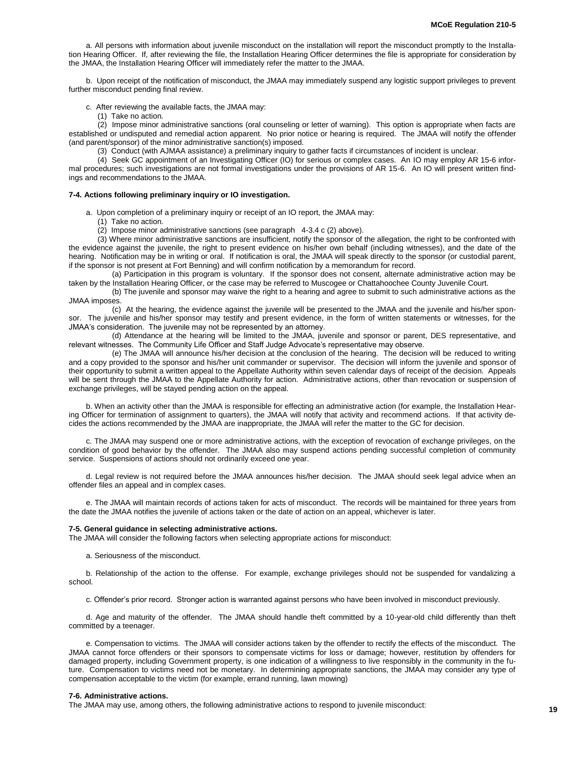a. All persons with information about juvenile misconduct on the installation will report the misconduct promptly to the Installation Hearing Officer. If, after reviewing the file, the Installation Hearing Officer determines the file is appropriate for consideration by the JMAA, the Installation Hearing Officer will immediately refer the matter to the JMAA.

b. Upon receipt of the notification of misconduct, the JMAA may immediately suspend any logistic support privileges to prevent further misconduct pending final review.

c. After reviewing the available facts, the JMAA may:

(1) Take no action.

(2) Impose minor administrative sanctions (oral counseling or letter of warning). This option is appropriate when facts are established or undisputed and remedial action apparent. No prior notice or hearing is required. The JMAA will notify the offender (and parent/sponsor) of the minor administrative sanction(s) imposed.

(3) Conduct (with AJMAA assistance) a preliminary inquiry to gather facts if circumstances of incident is unclear.

(4) Seek GC appointment of an Investigating Officer (IO) for serious or complex cases. An IO may employ AR 15-6 informal procedures; such investigations are not formal investigations under the provisions of AR 15-6. An IO will present written findings and recommendations to the JMAA.

#### 7-4. Actions following preliminary inquiry or IO investigation.

a. Upon completion of a preliminary inquiry or receipt of an IO report, the JMAA may:

(1) Take no action.

(2) Impose minor administrative sanctions (see paragraph 4-3.4 c (2) above).

(3) Where minor administrative sanctions are insufficient, notify the sponsor of the allegation, the right to be confronted with the evidence against the juvenile, the right to present evidence on his/her own behalf (including witnesses), and the date of the hearing. Notification may be in writing or oral. If notification is oral, the JMAA will speak directly to the sponsor (or custodial parent, if the sponsor is not present at Fort Benning) and will confirm notification by a memorandum for record.

(a) Participation in this program is voluntary. If the sponsor does not consent, alternate administrative action may be taken by the Installation Hearing Officer, or the case may be referred to Muscogee or Chattahoochee County Juvenile Court.

(b) The juvenile and sponsor may waive the right to a hearing and agree to submit to such administrative actions as the JMAA imposes.

(c) At the hearing, the evidence against the juvenile will be presented to the JMAA and the juvenile and his/her sponsor. The juvenile and his/her sponsor may testify and present evidence, in the form of written statements or witnesses, for the JMAA's consideration. The juvenile may not be represented by an attorney.

(d) Attendance at the hearing will be limited to the JMAA, juvenile and sponsor or parent, DES representative, and relevant witnesses. The Community Life Officer and Staff Judge Advocate's representative may observe.

(e) The JMAA will announce his/her decision at the conclusion of the hearing. The decision will be reduced to writing and a copy provided to the sponsor and his/her unit commander or supervisor. The decision will inform the juvenile and sponsor of their opportunity to submit a written appeal to the Appellate Authority within seven calendar days of receipt of the decision. Appeals will be sent through the JMAA to the Appellate Authority for action. Administrative actions, other than revocation or suspension of exchange privileges, will be stayed pending action on the appeal.

b. When an activity other than the JMAA is responsible for effecting an administrative action (for example, the Installation Hearing Officer for termination of assignment to quarters), the JMAA will notify that activity and recommend actions. If that activity decides the actions recommended by the JMAA are inappropriate, the JMAA will refer the matter to the GC for decision.

c. The JMAA may suspend one or more administrative actions, with the exception of revocation of exchange privileges, on the condition of good behavior by the offender. The JMAA also may suspend actions pending successful completion of community service. Suspensions of actions should not ordinarily exceed one year.

d. Legal review is not required before the JMAA announces his/her decision. The JMAA should seek legal advice when an offender files an appeal and in complex cases.

e. The JMAA will maintain records of actions taken for acts of misconduct. The records will be maintained for three years from the date the JMAA notifies the juvenile of actions taken or the date of action on an appeal, whichever is later.

#### 7-5. General guidance in selecting administrative actions.

The JMAA will consider the following factors when selecting appropriate actions for misconduct:

a. Seriousness of the misconduct.

b. Relationship of the action to the offense. For example, exchange privileges should not be suspended for vandalizing a school.

c. Offender's prior record. Stronger action is warranted against persons who have been involved in misconduct previously.

d. Age and maturity of the offender. The JMAA should handle theft committed by a 10-year-old child differently than theft committed by a teenager.

e. Compensation to victims. The JMAA will consider actions taken by the offender to rectify the effects of the misconduct. The JMAA cannot force offenders or their sponsors to compensate victims for loss or damage; however, restitution by offenders for damaged property, including Government property, is one indication of a willingness to live responsibly in the community in the future. Compensation to victims need not be monetary. In determining appropriate sanctions, the JMAA may consider any type of compensation acceptable to the victim (for example, errand running, lawn mowing)

#### 7-6. Administrative actions.

The JMAA may use, among others, the following administrative actions to respond to juvenile misconduct: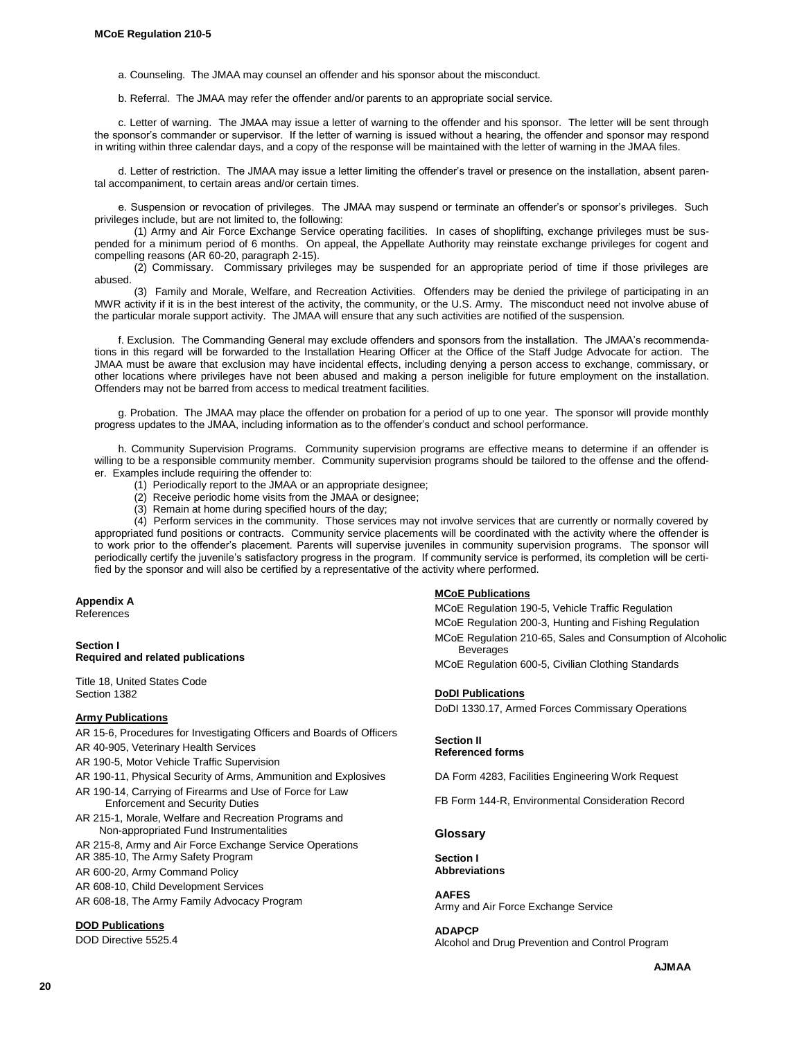a. Counseling. The JMAA may counsel an offender and his sponsor about the misconduct.

b. Referral. The JMAA may refer the offender and/or parents to an appropriate social service.

c. Letter of warning. The JMAA may issue a letter of warning to the offender and his sponsor. The letter will be sent through the sponsor's commander or supervisor. If the letter of warning is issued without a hearing, the offender and sponsor may respond in writing within three calendar days, and a copy of the response will be maintained with the letter of warning in the JMAA files.

d. Letter of restriction. The JMAA may issue a letter limiting the offender's travel or presence on the installation, absent parental accompaniment, to certain areas and/or certain times.

e. Suspension or revocation of privileges. The JMAA may suspend or terminate an offender's or sponsor's privileges. Such privileges include, but are not limited to, the following:

(1) Army and Air Force Exchange Service operating facilities. In cases of shoplifting, exchange privileges must be suspended for a minimum period of 6 months. On appeal, the Appellate Authority may reinstate exchange privileges for cogent and compelling reasons (AR 60-20, paragraph 2-15).

(2) Commissary. Commissary privileges may be suspended for an appropriate period of time if those privileges are abused.

(3) Family and Morale, Welfare, and Recreation Activities. Offenders may be denied the privilege of participating in an MWR activity if it is in the best interest of the activity, the community, or the U.S. Army. The misconduct need not involve abuse of the particular morale support activity. The JMAA will ensure that any such activities are notified of the suspension.

f. Exclusion. The Commanding General may exclude offenders and sponsors from the installation. The JMAA's recommendations in this regard will be forwarded to the Installation Hearing Officer at the Office of the Staff Judge Advocate for action. The JMAA must be aware that exclusion may have incidental effects, including denying a person access to exchange, commissary, or other locations where privileges have not been abused and making a person ineligible for future employment on the installation. Offenders may not be barred from access to medical treatment facilities.

g. Probation. The JMAA may place the offender on probation for a period of up to one year. The sponsor will provide monthly progress updates to the JMAA, including information as to the offender's conduct and school performance.

h. Community Supervision Programs. Community supervision programs are effective means to determine if an offender is willing to be a responsible community member. Community supervision programs should be tailored to the offense and the offender. Examples include requiring the offender to:

(1) Periodically report to the JMAA or an appropriate designee;

(2) Receive periodic home visits from the JMAA or designee;

(3) Remain at home during specified hours of the day;

(4) Perform services in the community. Those services may not involve services that are currently or normally covered by appropriated fund positions or contracts. Community service placements will be coordinated with the activity where the offender is to work prior to the offender's placement. Parents will supervise juveniles in community supervision programs. The sponsor will periodically certify the juvenile's satisfactory progress in the program. If community service is performed, its completion will be certified by the sponsor and will also be certified by a representative of the activity where performed.

## Appendix A
References

### Section I
**Required and related publications**

Title 18, United States Code
Section 1382

**Army Publications**

AR 15-6, Procedures for Investigating Officers and Boards of Officers

AR 40-905, Veterinary Health Services

AR 190-5, Motor Vehicle Traffic Supervision

AR 190-11, Physical Security of Arms, Ammunition and Explosives

AR 190-14, Carrying of Firearms and Use of Force for Law Enforcement and Security Duties

AR 215-1, Morale, Welfare and Recreation Programs and Non-appropriated Fund Instrumentalities

AR 215-8, Army and Air Force Exchange Service Operations

AR 385-10, The Army Safety Program

AR 600-20, Army Command Policy

AR 608-10, Child Development Services

AR 608-18, The Army Family Advocacy Program

**DOD Publications**

DOD Directive 5525.4

**MCoE Publications**

MCoE Regulation 190-5, Vehicle Traffic Regulation

MCoE Regulation 200-3, Hunting and Fishing Regulation

MCoE Regulation 210-65, Sales and Consumption of Alcoholic Beverages

MCoE Regulation 600-5, Civilian Clothing Standards

**DoDI Publications**

DoDI 1330.17, Armed Forces Commissary Operations

### Section II
**Referenced forms**

DA Form 4283, Facilities Engineering Work Request

FB Form 144-R, Environmental Consideration Record

## Glossary

### Section I
**Abbreviations**

**AAFES**
Army and Air Force Exchange Service

**ADAPCP**
Alcohol and Drug Prevention and Control Program

**AJMAA**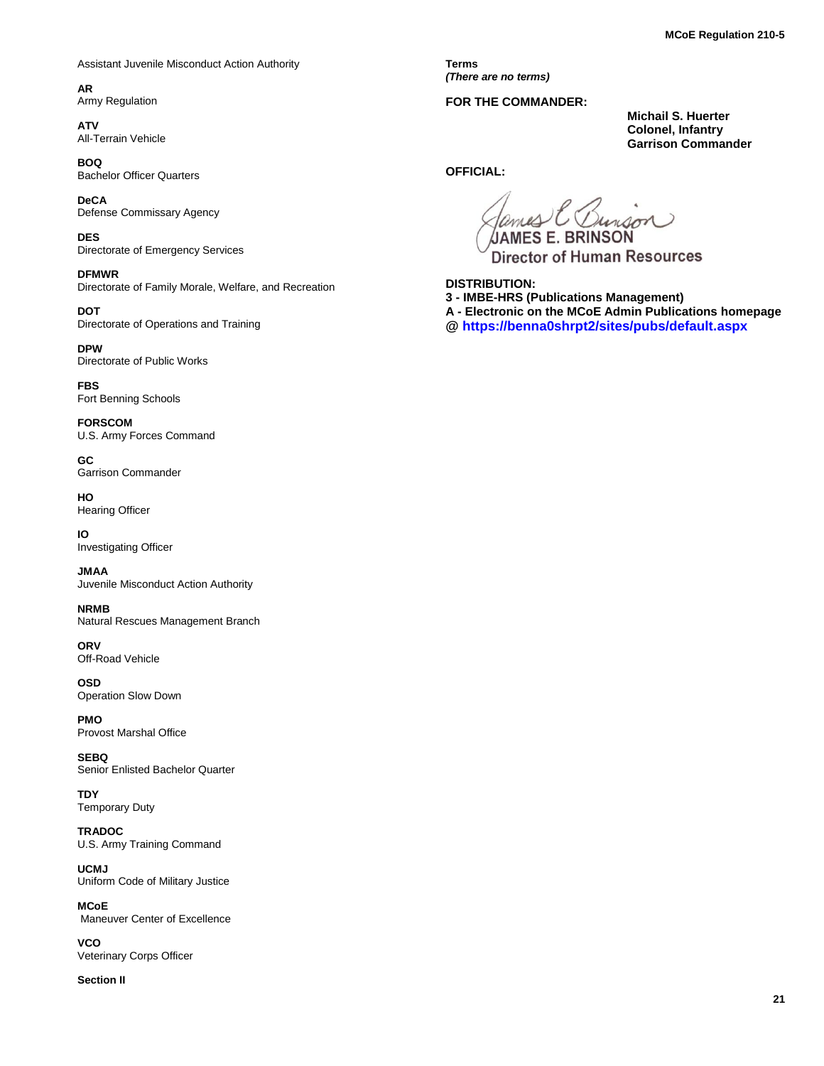Assistant Juvenile Misconduct Action Authority

**AR**
Army Regulation

**ATV**
All-Terrain Vehicle

**BOQ**
Bachelor Officer Quarters

**DeCA**
Defense Commissary Agency

**DES**
Directorate of Emergency Services

**DFMWR**
Directorate of Family Morale, Welfare, and Recreation

**DOT**
Directorate of Operations and Training

**DPW**
Directorate of Public Works

**FBS**
Fort Benning Schools

**FORSCOM**
U.S. Army Forces Command

**GC**
Garrison Commander

**HO**
Hearing Officer

**IO**
Investigating Officer

**JMAA**
Juvenile Misconduct Action Authority

**NRMB**
Natural Rescues Management Branch

**ORV**
Off-Road Vehicle

**OSD**
Operation Slow Down

**PMO**
Provost Marshal Office

**SEBQ**
Senior Enlisted Bachelor Quarter

**TDY**
Temporary Duty

**TRADOC**
U.S. Army Training Command

**UCMJ**
Uniform Code of Military Justice

**MCoE**
Maneuver Center of Excellence

**VCO**
Veterinary Corps Officer

**Section II**

**Terms**
***(There are no terms)***

**FOR THE COMMANDER:**

**Michail S. Huerter**
**Colonel, Infantry**
**Garrison Commander**

**OFFICIAL:**

JAMES E. BRINSON
Director of Human Resources

**DISTRIBUTION:**
**3 - IMBE-HRS (Publications Management)**
**A - Electronic on the MCoE Admin Publications homepage @ https://benna0shrpt2/sites/pubs/default.aspx**